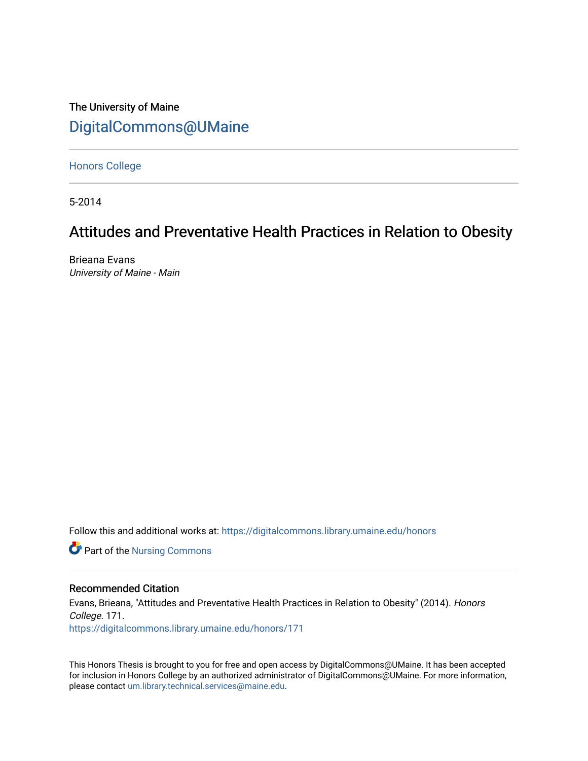The University of Maine

DigitalCommons@UMaine

Honors College

5-2014

# Attitudes and Preventative Health Practices in Relation to Obesity

Brieana Evans

*University of Maine - Main*

Follow this and additional works at: https://digitalcommons.library.umaine.edu/honors

Part of the Nursing Commons

## Recommended Citation

Evans, Brieana, "Attitudes and Preventative Health Practices in Relation to Obesity" (2014). *Honors College*. 171.

https://digitalcommons.library.umaine.edu/honors/171

This Honors Thesis is brought to you for free and open access by DigitalCommons@UMaine. It has been accepted for inclusion in Honors College by an authorized administrator of DigitalCommons@UMaine. For more information, please contact um.library.technical.services@maine.edu.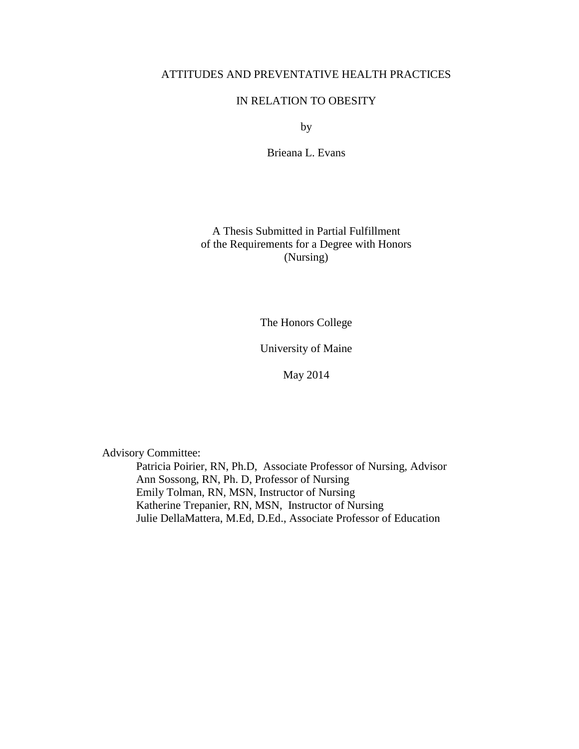# ATTITUDES AND PREVENTATIVE HEALTH PRACTICES

# IN RELATION TO OBESITY

by

Brieana L. Evans

A Thesis Submitted in Partial Fulfillment
of the Requirements for a Degree with Honors
(Nursing)

The Honors College

University of Maine

May 2014

Advisory Committee:

Patricia Poirier, RN, Ph.D, Associate Professor of Nursing, Advisor
Ann Sossong, RN, Ph. D, Professor of Nursing
Emily Tolman, RN, MSN, Instructor of Nursing
Katherine Trepanier, RN, MSN, Instructor of Nursing
Julie DellaMattera, M.Ed, D.Ed., Associate Professor of Education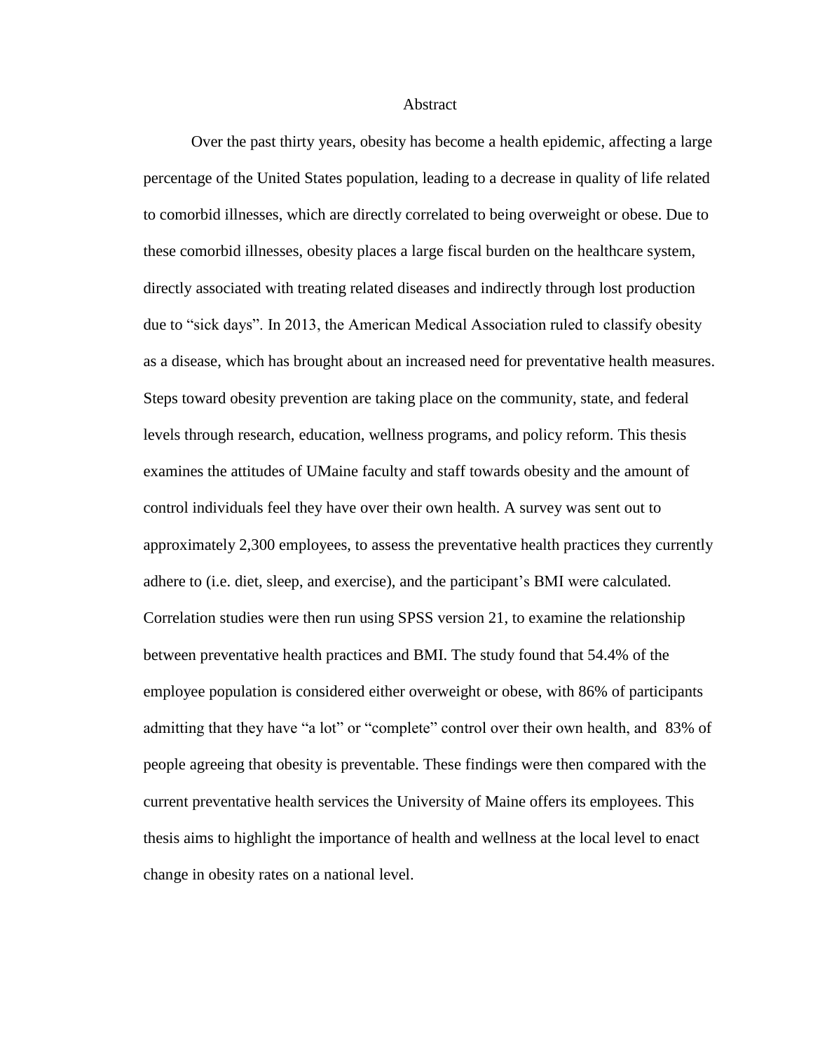# Abstract

Over the past thirty years, obesity has become a health epidemic, affecting a large percentage of the United States population, leading to a decrease in quality of life related to comorbid illnesses, which are directly correlated to being overweight or obese. Due to these comorbid illnesses, obesity places a large fiscal burden on the healthcare system, directly associated with treating related diseases and indirectly through lost production due to "sick days". In 2013, the American Medical Association ruled to classify obesity as a disease, which has brought about an increased need for preventative health measures. Steps toward obesity prevention are taking place on the community, state, and federal levels through research, education, wellness programs, and policy reform. This thesis examines the attitudes of UMaine faculty and staff towards obesity and the amount of control individuals feel they have over their own health. A survey was sent out to approximately 2,300 employees, to assess the preventative health practices they currently adhere to (i.e. diet, sleep, and exercise), and the participant's BMI were calculated. Correlation studies were then run using SPSS version 21, to examine the relationship between preventative health practices and BMI. The study found that 54.4% of the employee population is considered either overweight or obese, with 86% of participants admitting that they have "a lot" or "complete" control over their own health, and 83% of people agreeing that obesity is preventable. These findings were then compared with the current preventative health services the University of Maine offers its employees. This thesis aims to highlight the importance of health and wellness at the local level to enact change in obesity rates on a national level.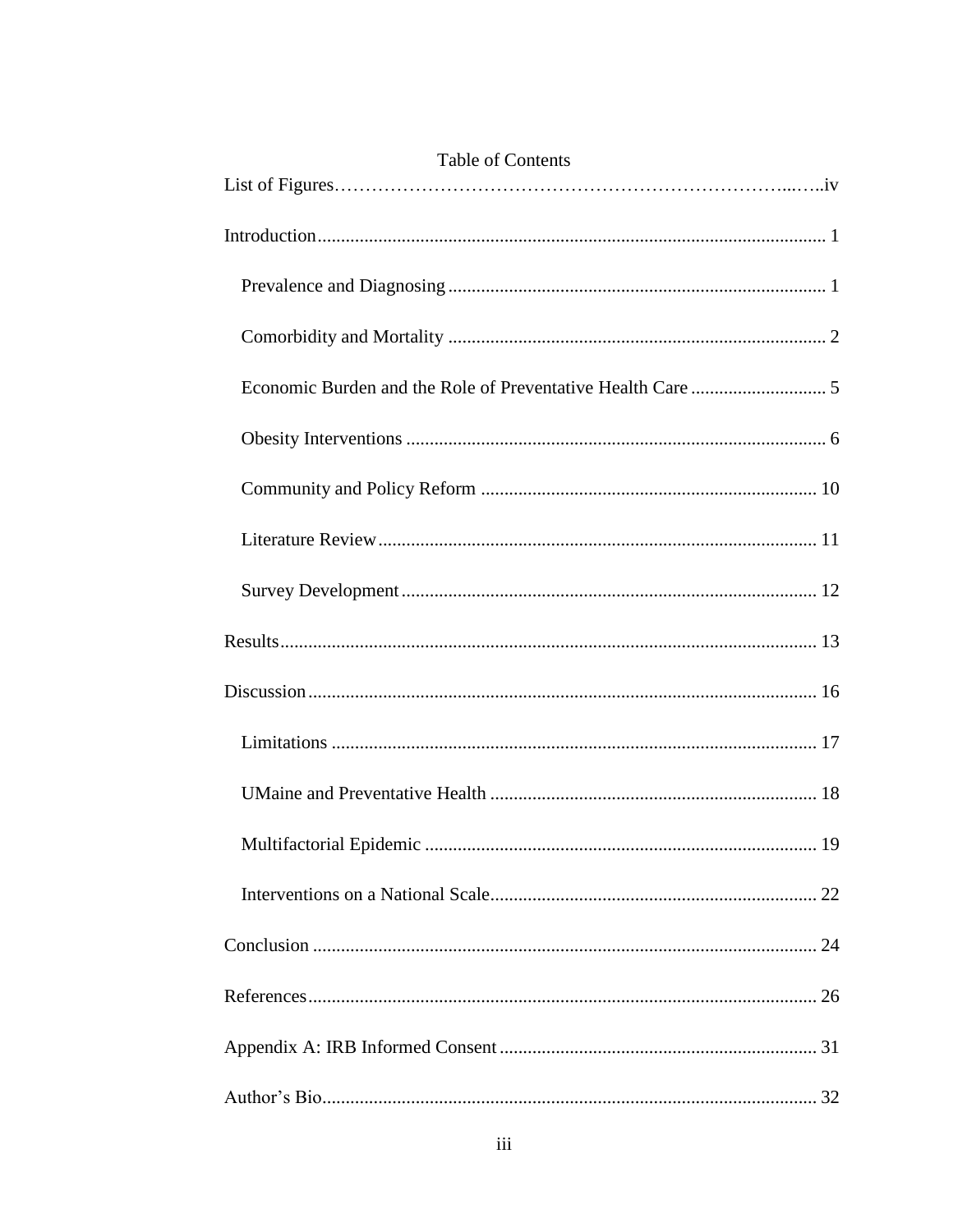# Table of Contents

List of Figures……………………………………………………………...…..iv

Introduction ........................................................................................................ 1

- Prevalence and Diagnosing ................................................................................ 1
- Comorbidity and Mortality ................................................................................ 2
- Economic Burden and the Role of Preventative Health Care ............................. 5
- Obesity Interventions ......................................................................................... 6
- Community and Policy Reform ....................................................................... 10
- Literature Review ............................................................................................. 11
- Survey Development ........................................................................................ 12

Results ................................................................................................................ 13

Discussion ........................................................................................................... 16

- Limitations ........................................................................................................ 17
- UMaine and Preventative Health ..................................................................... 18
- Multifactorial Epidemic ................................................................................... 19
- Interventions on a National Scale ..................................................................... 22

Conclusion .......................................................................................................... 24

References ........................................................................................................... 26

Appendix A: IRB Informed Consent .................................................................. 31

Author's Bio ........................................................................................................ 32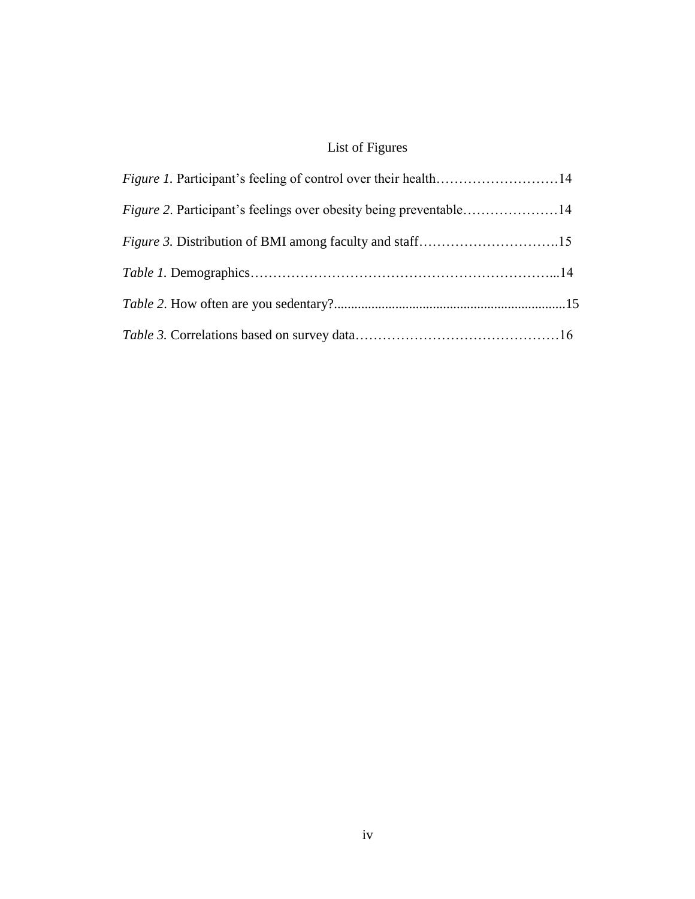# List of Figures

*Figure 1.* Participant's feeling of control over their health……………………….14

*Figure 2*. Participant's feelings over obesity being preventable…………………14

*Figure 3.* Distribution of BMI among faculty and staff………………………….15

*Table 1.* Demographics……………………………………………………………...14

*Table 2*. How often are you sedentary?....................................................................15

*Table 3.* Correlations based on survey data………………………………………16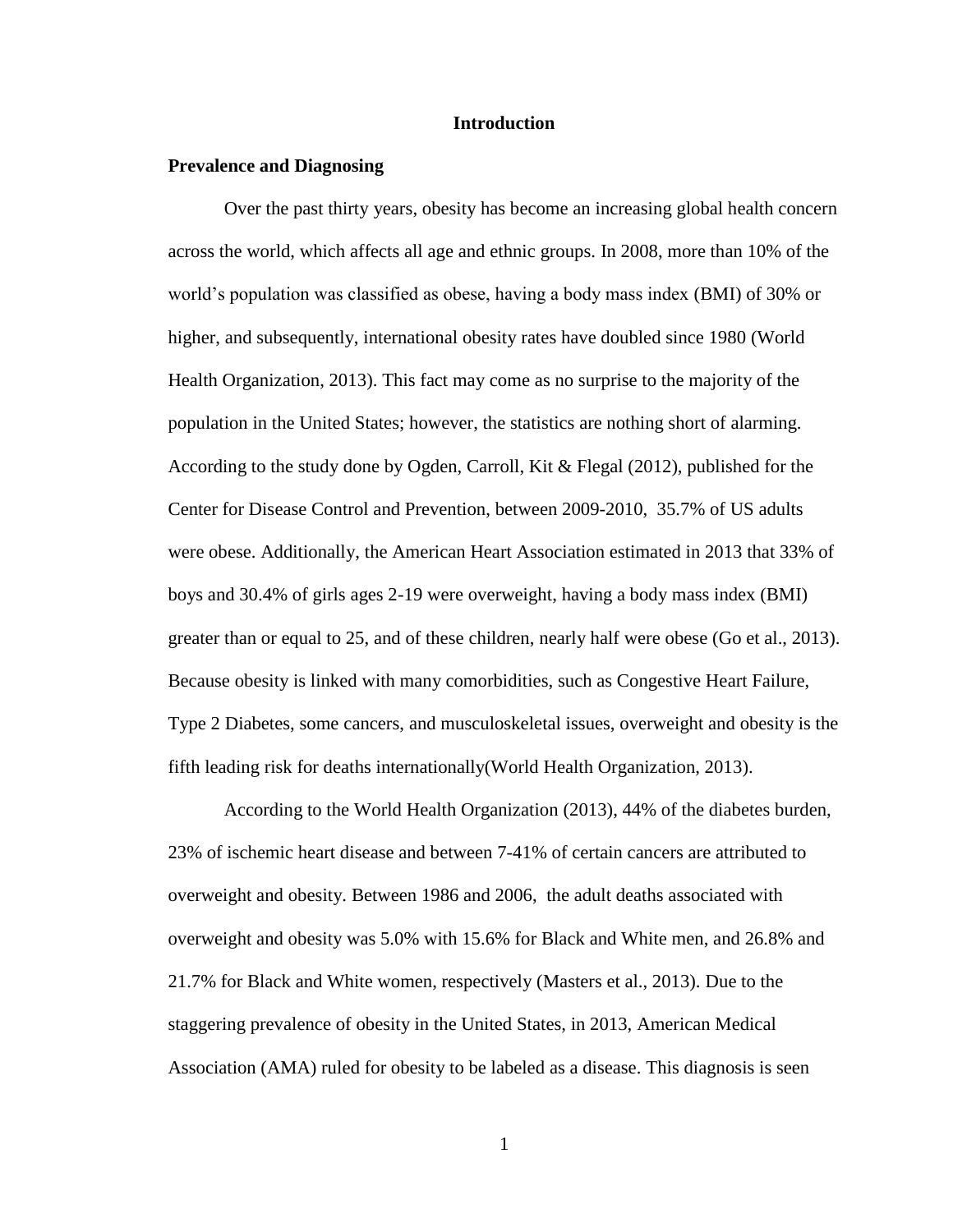# Introduction

## Prevalence and Diagnosing

Over the past thirty years, obesity has become an increasing global health concern across the world, which affects all age and ethnic groups. In 2008, more than 10% of the world's population was classified as obese, having a body mass index (BMI) of 30% or higher, and subsequently, international obesity rates have doubled since 1980 (World Health Organization, 2013). This fact may come as no surprise to the majority of the population in the United States; however, the statistics are nothing short of alarming. According to the study done by Ogden, Carroll, Kit & Flegal (2012), published for the Center for Disease Control and Prevention, between 2009-2010, 35.7% of US adults were obese. Additionally, the American Heart Association estimated in 2013 that 33% of boys and 30.4% of girls ages 2-19 were overweight, having a body mass index (BMI) greater than or equal to 25, and of these children, nearly half were obese (Go et al., 2013). Because obesity is linked with many comorbidities, such as Congestive Heart Failure, Type 2 Diabetes, some cancers, and musculoskeletal issues, overweight and obesity is the fifth leading risk for deaths internationally(World Health Organization, 2013).

According to the World Health Organization (2013), 44% of the diabetes burden, 23% of ischemic heart disease and between 7-41% of certain cancers are attributed to overweight and obesity. Between 1986 and 2006, the adult deaths associated with overweight and obesity was 5.0% with 15.6% for Black and White men, and 26.8% and 21.7% for Black and White women, respectively (Masters et al., 2013). Due to the staggering prevalence of obesity in the United States, in 2013, American Medical Association (AMA) ruled for obesity to be labeled as a disease. This diagnosis is seen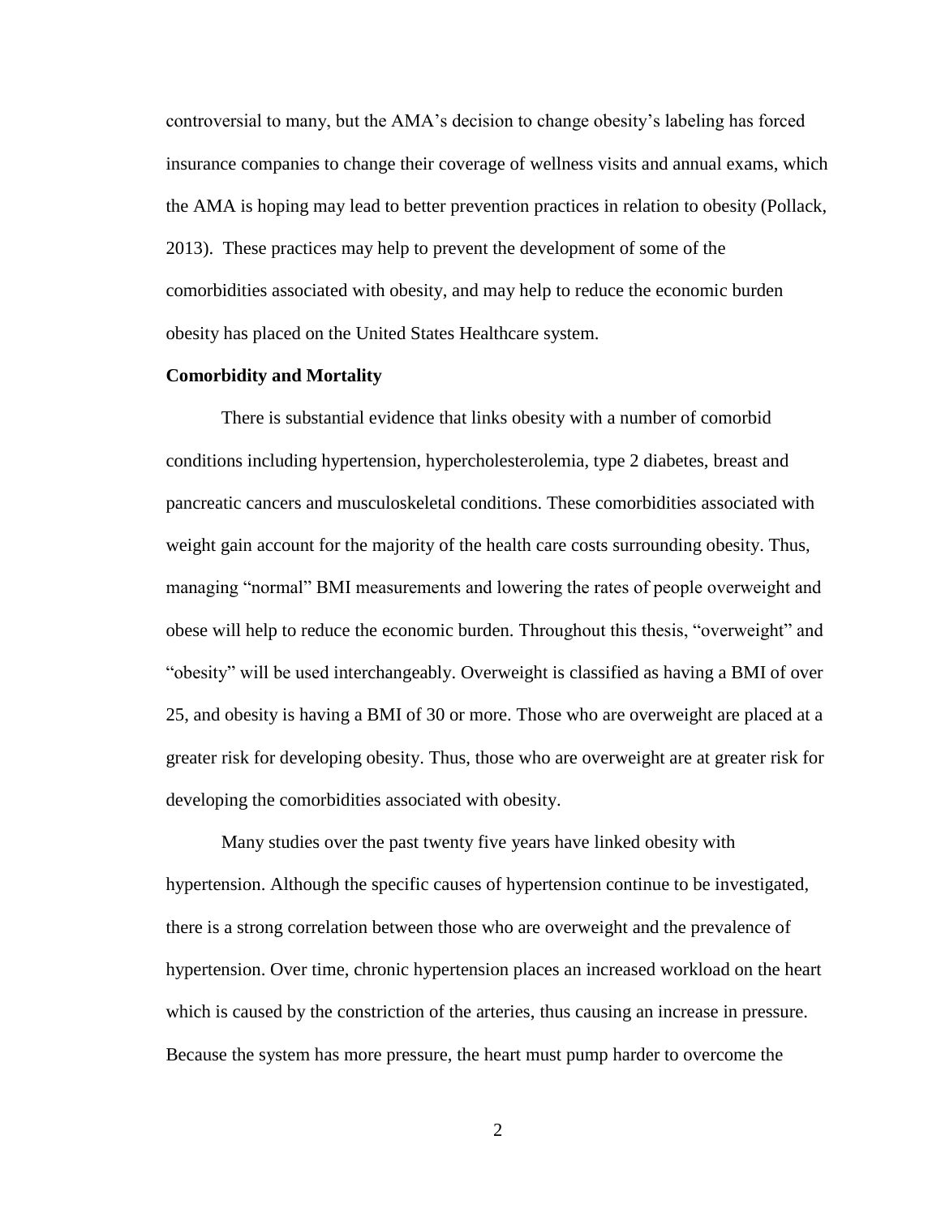controversial to many, but the AMA's decision to change obesity's labeling has forced insurance companies to change their coverage of wellness visits and annual exams, which the AMA is hoping may lead to better prevention practices in relation to obesity (Pollack, 2013). These practices may help to prevent the development of some of the comorbidities associated with obesity, and may help to reduce the economic burden obesity has placed on the United States Healthcare system.

**Comorbidity and Mortality**

There is substantial evidence that links obesity with a number of comorbid conditions including hypertension, hypercholesterolemia, type 2 diabetes, breast and pancreatic cancers and musculoskeletal conditions. These comorbidities associated with weight gain account for the majority of the health care costs surrounding obesity. Thus, managing "normal" BMI measurements and lowering the rates of people overweight and obese will help to reduce the economic burden. Throughout this thesis, "overweight" and "obesity" will be used interchangeably. Overweight is classified as having a BMI of over 25, and obesity is having a BMI of 30 or more. Those who are overweight are placed at a greater risk for developing obesity. Thus, those who are overweight are at greater risk for developing the comorbidities associated with obesity.

Many studies over the past twenty five years have linked obesity with hypertension. Although the specific causes of hypertension continue to be investigated, there is a strong correlation between those who are overweight and the prevalence of hypertension. Over time, chronic hypertension places an increased workload on the heart which is caused by the constriction of the arteries, thus causing an increase in pressure. Because the system has more pressure, the heart must pump harder to overcome the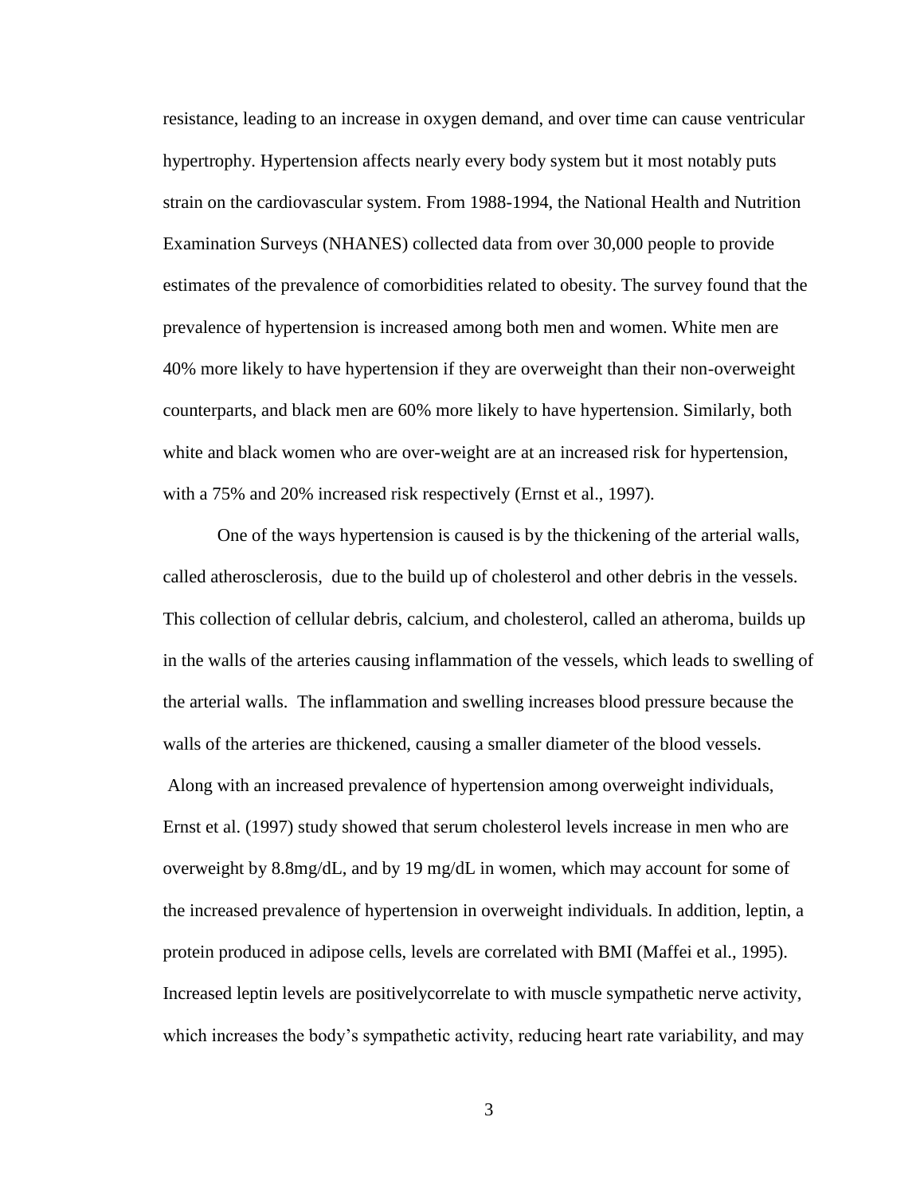resistance, leading to an increase in oxygen demand, and over time can cause ventricular hypertrophy. Hypertension affects nearly every body system but it most notably puts strain on the cardiovascular system. From 1988-1994, the National Health and Nutrition Examination Surveys (NHANES) collected data from over 30,000 people to provide estimates of the prevalence of comorbidities related to obesity. The survey found that the prevalence of hypertension is increased among both men and women. White men are 40% more likely to have hypertension if they are overweight than their non-overweight counterparts, and black men are 60% more likely to have hypertension. Similarly, both white and black women who are over-weight are at an increased risk for hypertension, with a 75% and 20% increased risk respectively (Ernst et al., 1997).

One of the ways hypertension is caused is by the thickening of the arterial walls, called atherosclerosis, due to the build up of cholesterol and other debris in the vessels. This collection of cellular debris, calcium, and cholesterol, called an atheroma, builds up in the walls of the arteries causing inflammation of the vessels, which leads to swelling of the arterial walls. The inflammation and swelling increases blood pressure because the walls of the arteries are thickened, causing a smaller diameter of the blood vessels. Along with an increased prevalence of hypertension among overweight individuals, Ernst et al. (1997) study showed that serum cholesterol levels increase in men who are overweight by 8.8mg/dL, and by 19 mg/dL in women, which may account for some of the increased prevalence of hypertension in overweight individuals. In addition, leptin, a protein produced in adipose cells, levels are correlated with BMI (Maffei et al., 1995). Increased leptin levels are positivelycorrelate to with muscle sympathetic nerve activity, which increases the body's sympathetic activity, reducing heart rate variability, and may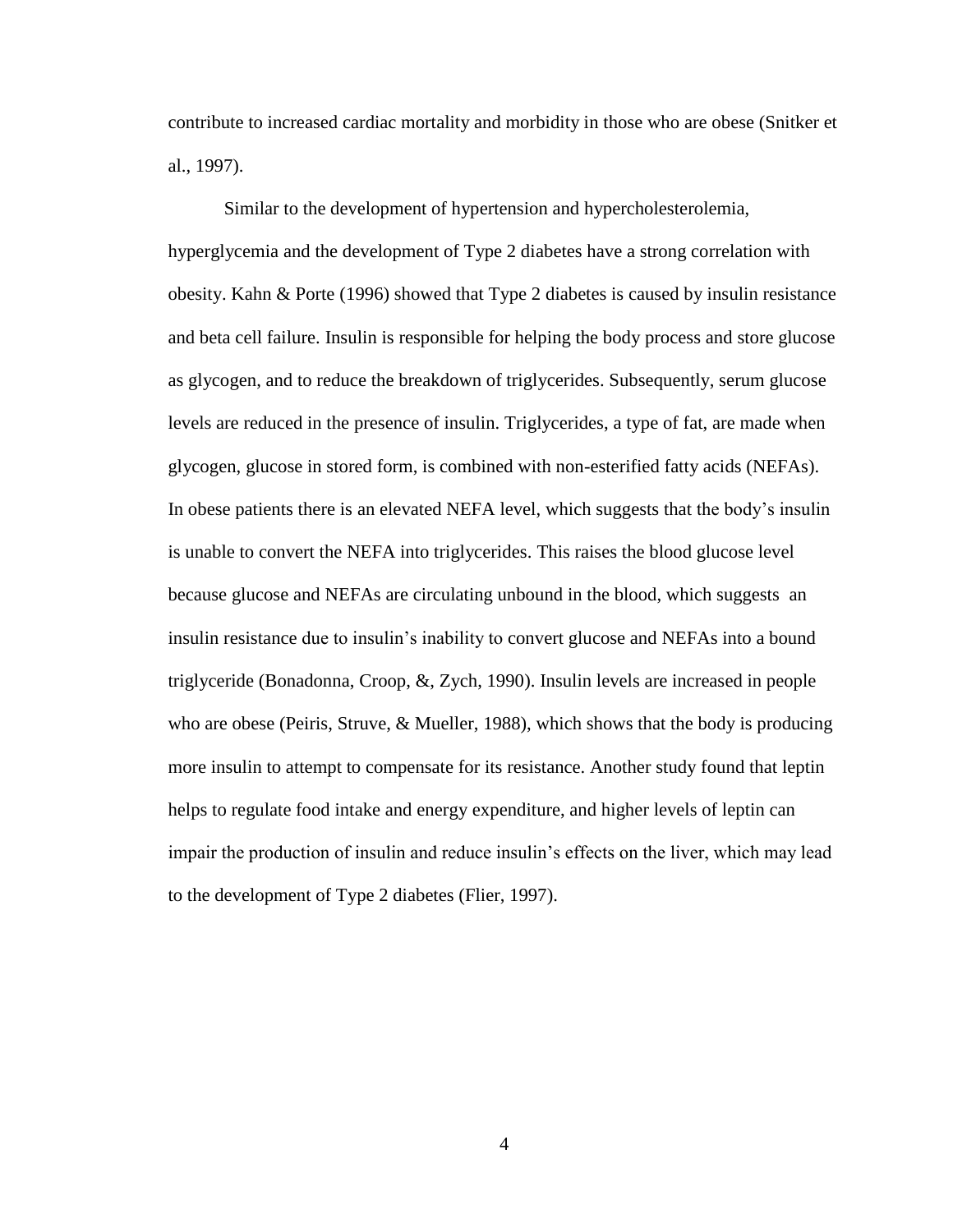contribute to increased cardiac mortality and morbidity in those who are obese (Snitker et al., 1997).

Similar to the development of hypertension and hypercholesterolemia, hyperglycemia and the development of Type 2 diabetes have a strong correlation with obesity. Kahn & Porte (1996) showed that Type 2 diabetes is caused by insulin resistance and beta cell failure. Insulin is responsible for helping the body process and store glucose as glycogen, and to reduce the breakdown of triglycerides. Subsequently, serum glucose levels are reduced in the presence of insulin. Triglycerides, a type of fat, are made when glycogen, glucose in stored form, is combined with non-esterified fatty acids (NEFAs). In obese patients there is an elevated NEFA level, which suggests that the body's insulin is unable to convert the NEFA into triglycerides. This raises the blood glucose level because glucose and NEFAs are circulating unbound in the blood, which suggests an insulin resistance due to insulin's inability to convert glucose and NEFAs into a bound triglyceride (Bonadonna, Croop, &, Zych, 1990). Insulin levels are increased in people who are obese (Peiris, Struve, & Mueller, 1988), which shows that the body is producing more insulin to attempt to compensate for its resistance. Another study found that leptin helps to regulate food intake and energy expenditure, and higher levels of leptin can impair the production of insulin and reduce insulin's effects on the liver, which may lead to the development of Type 2 diabetes (Flier, 1997).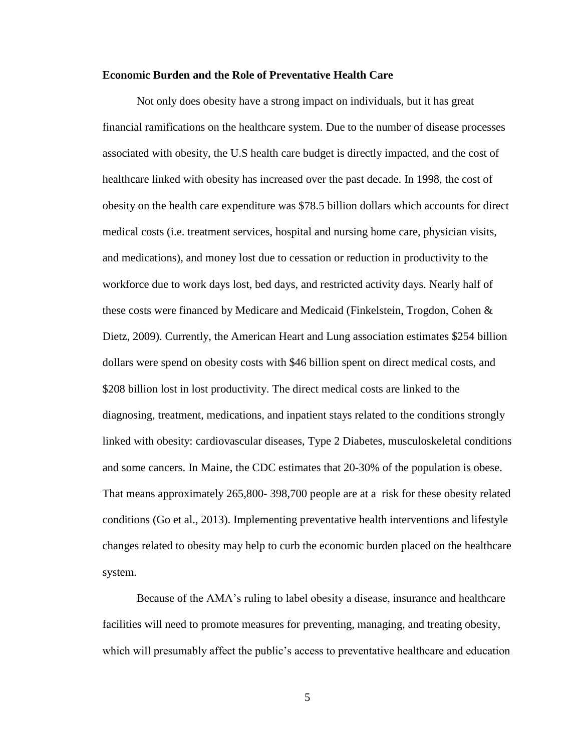**Economic Burden and the Role of Preventative Health Care**

Not only does obesity have a strong impact on individuals, but it has great financial ramifications on the healthcare system. Due to the number of disease processes associated with obesity, the U.S health care budget is directly impacted, and the cost of healthcare linked with obesity has increased over the past decade. In 1998, the cost of obesity on the health care expenditure was $78.5 billion dollars which accounts for direct medical costs (i.e. treatment services, hospital and nursing home care, physician visits, and medications), and money lost due to cessation or reduction in productivity to the workforce due to work days lost, bed days, and restricted activity days. Nearly half of these costs were financed by Medicare and Medicaid (Finkelstein, Trogdon, Cohen & Dietz, 2009). Currently, the American Heart and Lung association estimates $254 billion dollars were spend on obesity costs with $46 billion spent on direct medical costs, and $208 billion lost in lost productivity. The direct medical costs are linked to the diagnosing, treatment, medications, and inpatient stays related to the conditions strongly linked with obesity: cardiovascular diseases, Type 2 Diabetes, musculoskeletal conditions and some cancers. In Maine, the CDC estimates that 20-30% of the population is obese. That means approximately 265,800- 398,700 people are at a risk for these obesity related conditions (Go et al., 2013). Implementing preventative health interventions and lifestyle changes related to obesity may help to curb the economic burden placed on the healthcare system.

Because of the AMA's ruling to label obesity a disease, insurance and healthcare facilities will need to promote measures for preventing, managing, and treating obesity, which will presumably affect the public's access to preventative healthcare and education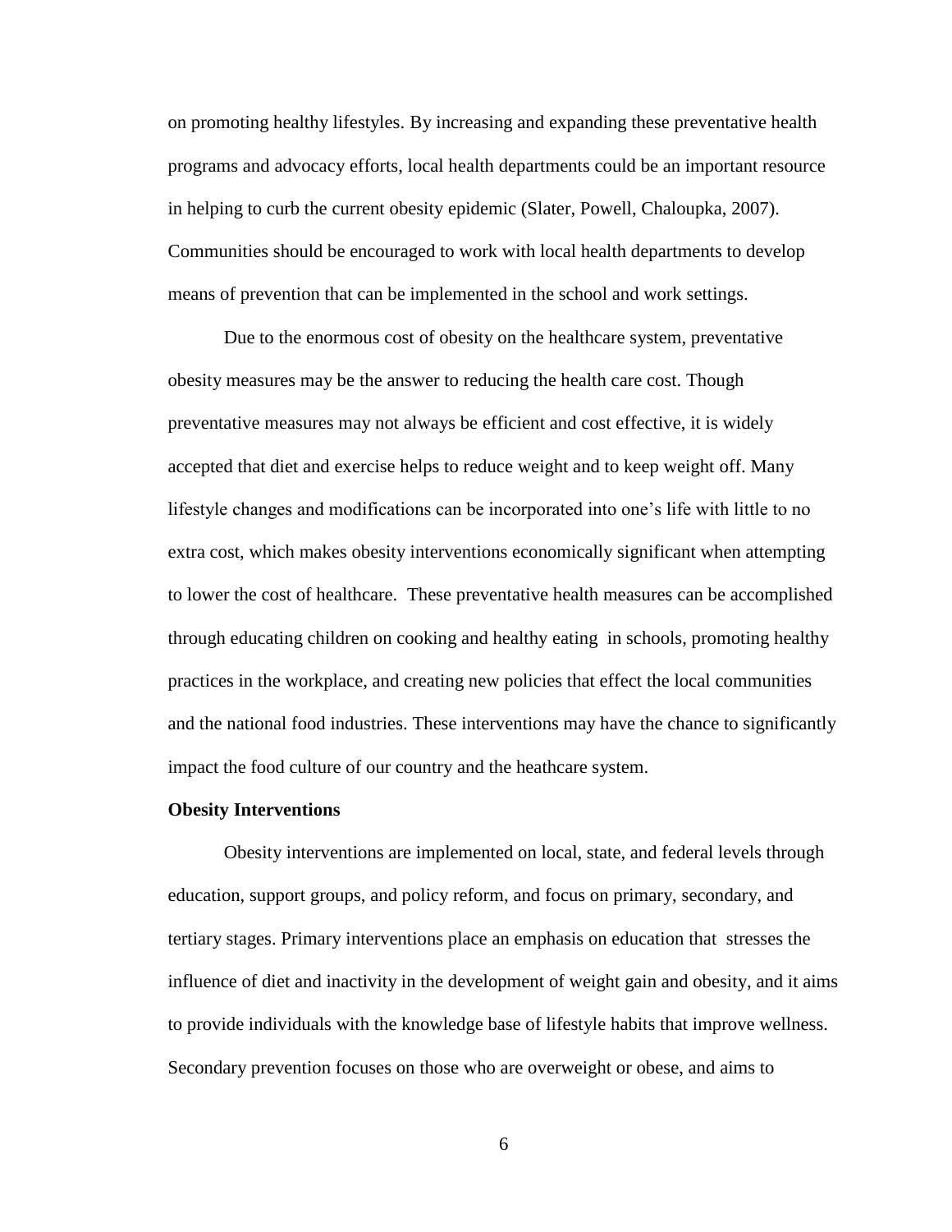on promoting healthy lifestyles. By increasing and expanding these preventative health programs and advocacy efforts, local health departments could be an important resource in helping to curb the current obesity epidemic (Slater, Powell, Chaloupka, 2007). Communities should be encouraged to work with local health departments to develop means of prevention that can be implemented in the school and work settings.

Due to the enormous cost of obesity on the healthcare system, preventative obesity measures may be the answer to reducing the health care cost. Though preventative measures may not always be efficient and cost effective, it is widely accepted that diet and exercise helps to reduce weight and to keep weight off. Many lifestyle changes and modifications can be incorporated into one's life with little to no extra cost, which makes obesity interventions economically significant when attempting to lower the cost of healthcare. These preventative health measures can be accomplished through educating children on cooking and healthy eating in schools, promoting healthy practices in the workplace, and creating new policies that effect the local communities and the national food industries. These interventions may have the chance to significantly impact the food culture of our country and the heathcare system.

**Obesity Interventions**

Obesity interventions are implemented on local, state, and federal levels through education, support groups, and policy reform, and focus on primary, secondary, and tertiary stages. Primary interventions place an emphasis on education that stresses the influence of diet and inactivity in the development of weight gain and obesity, and it aims to provide individuals with the knowledge base of lifestyle habits that improve wellness. Secondary prevention focuses on those who are overweight or obese, and aims to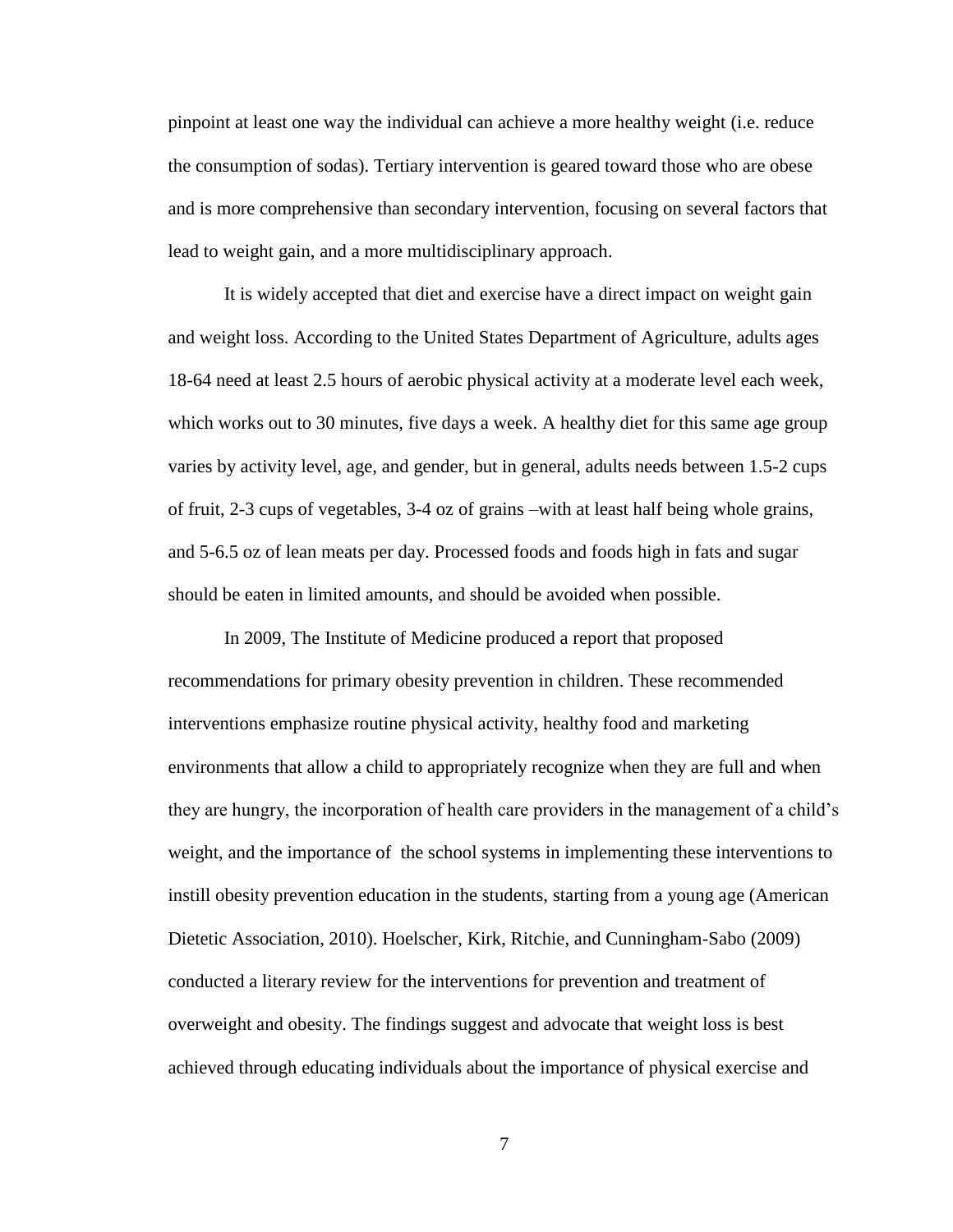pinpoint at least one way the individual can achieve a more healthy weight (i.e. reduce the consumption of sodas). Tertiary intervention is geared toward those who are obese and is more comprehensive than secondary intervention, focusing on several factors that lead to weight gain, and a more multidisciplinary approach.

It is widely accepted that diet and exercise have a direct impact on weight gain and weight loss. According to the United States Department of Agriculture, adults ages 18-64 need at least 2.5 hours of aerobic physical activity at a moderate level each week, which works out to 30 minutes, five days a week. A healthy diet for this same age group varies by activity level, age, and gender, but in general, adults needs between 1.5-2 cups of fruit, 2-3 cups of vegetables, 3-4 oz of grains –with at least half being whole grains, and 5-6.5 oz of lean meats per day. Processed foods and foods high in fats and sugar should be eaten in limited amounts, and should be avoided when possible.

In 2009, The Institute of Medicine produced a report that proposed recommendations for primary obesity prevention in children. These recommended interventions emphasize routine physical activity, healthy food and marketing environments that allow a child to appropriately recognize when they are full and when they are hungry, the incorporation of health care providers in the management of a child's weight, and the importance of the school systems in implementing these interventions to instill obesity prevention education in the students, starting from a young age (American Dietetic Association, 2010). Hoelscher, Kirk, Ritchie, and Cunningham-Sabo (2009) conducted a literary review for the interventions for prevention and treatment of overweight and obesity. The findings suggest and advocate that weight loss is best achieved through educating individuals about the importance of physical exercise and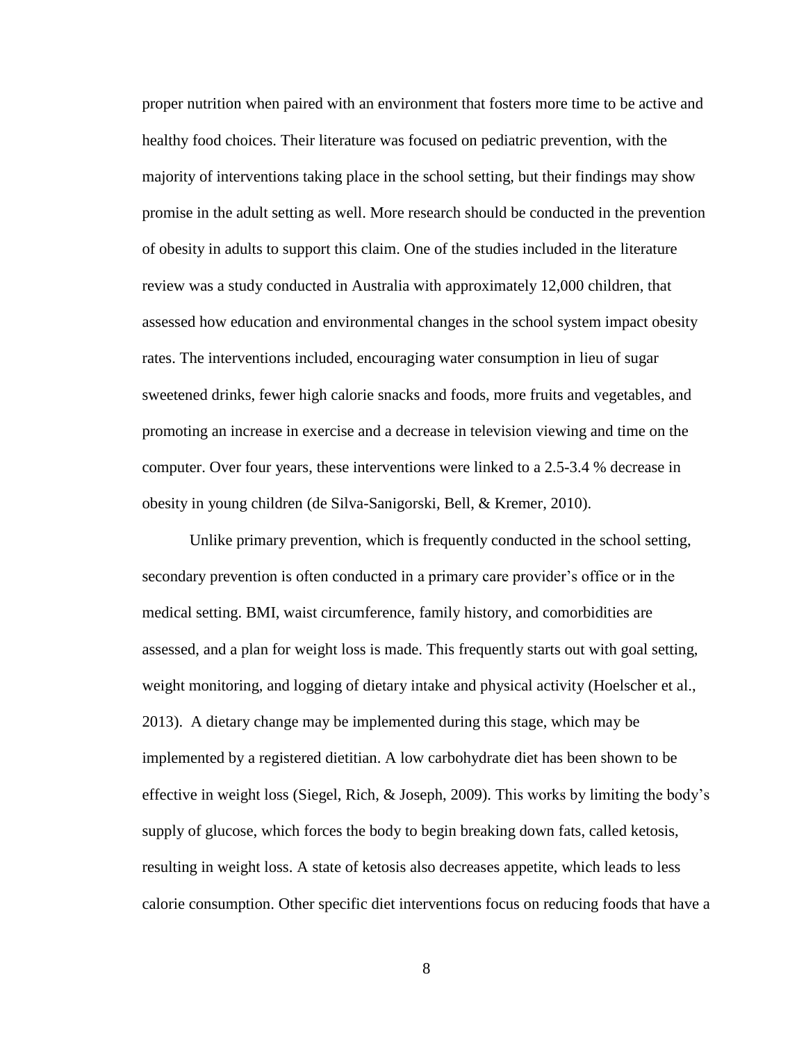proper nutrition when paired with an environment that fosters more time to be active and healthy food choices. Their literature was focused on pediatric prevention, with the majority of interventions taking place in the school setting, but their findings may show promise in the adult setting as well. More research should be conducted in the prevention of obesity in adults to support this claim. One of the studies included in the literature review was a study conducted in Australia with approximately 12,000 children, that assessed how education and environmental changes in the school system impact obesity rates. The interventions included, encouraging water consumption in lieu of sugar sweetened drinks, fewer high calorie snacks and foods, more fruits and vegetables, and promoting an increase in exercise and a decrease in television viewing and time on the computer. Over four years, these interventions were linked to a 2.5-3.4 % decrease in obesity in young children (de Silva-Sanigorski, Bell, & Kremer, 2010).

Unlike primary prevention, which is frequently conducted in the school setting, secondary prevention is often conducted in a primary care provider's office or in the medical setting. BMI, waist circumference, family history, and comorbidities are assessed, and a plan for weight loss is made. This frequently starts out with goal setting, weight monitoring, and logging of dietary intake and physical activity (Hoelscher et al., 2013). A dietary change may be implemented during this stage, which may be implemented by a registered dietitian. A low carbohydrate diet has been shown to be effective in weight loss (Siegel, Rich, & Joseph, 2009). This works by limiting the body's supply of glucose, which forces the body to begin breaking down fats, called ketosis, resulting in weight loss. A state of ketosis also decreases appetite, which leads to less calorie consumption. Other specific diet interventions focus on reducing foods that have a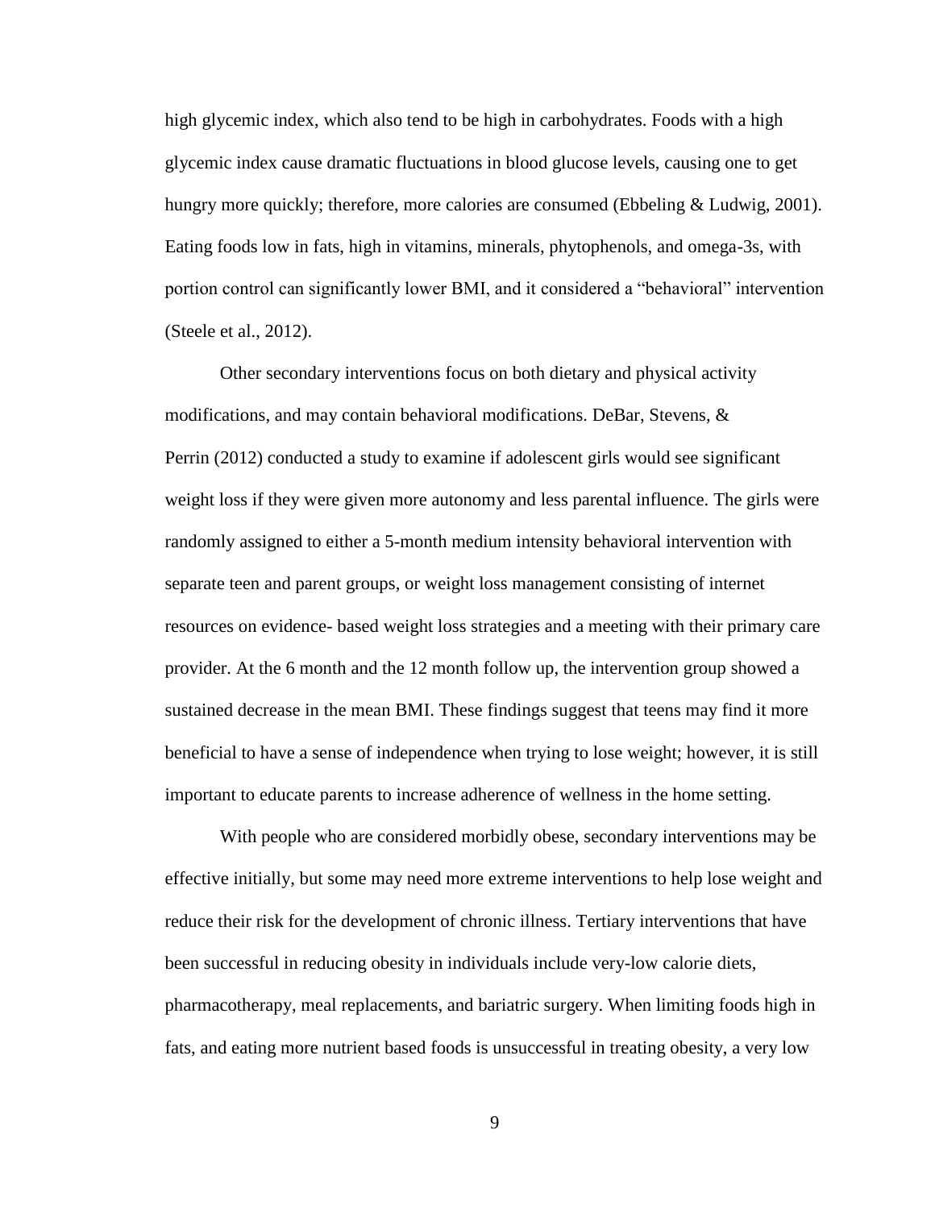high glycemic index, which also tend to be high in carbohydrates. Foods with a high glycemic index cause dramatic fluctuations in blood glucose levels, causing one to get hungry more quickly; therefore, more calories are consumed (Ebbeling & Ludwig, 2001). Eating foods low in fats, high in vitamins, minerals, phytophenols, and omega-3s, with portion control can significantly lower BMI, and it considered a "behavioral" intervention (Steele et al., 2012).

Other secondary interventions focus on both dietary and physical activity modifications, and may contain behavioral modifications. DeBar, Stevens, & Perrin (2012) conducted a study to examine if adolescent girls would see significant weight loss if they were given more autonomy and less parental influence. The girls were randomly assigned to either a 5-month medium intensity behavioral intervention with separate teen and parent groups, or weight loss management consisting of internet resources on evidence- based weight loss strategies and a meeting with their primary care provider. At the 6 month and the 12 month follow up, the intervention group showed a sustained decrease in the mean BMI. These findings suggest that teens may find it more beneficial to have a sense of independence when trying to lose weight; however, it is still important to educate parents to increase adherence of wellness in the home setting.

With people who are considered morbidly obese, secondary interventions may be effective initially, but some may need more extreme interventions to help lose weight and reduce their risk for the development of chronic illness. Tertiary interventions that have been successful in reducing obesity in individuals include very-low calorie diets, pharmacotherapy, meal replacements, and bariatric surgery. When limiting foods high in fats, and eating more nutrient based foods is unsuccessful in treating obesity, a very low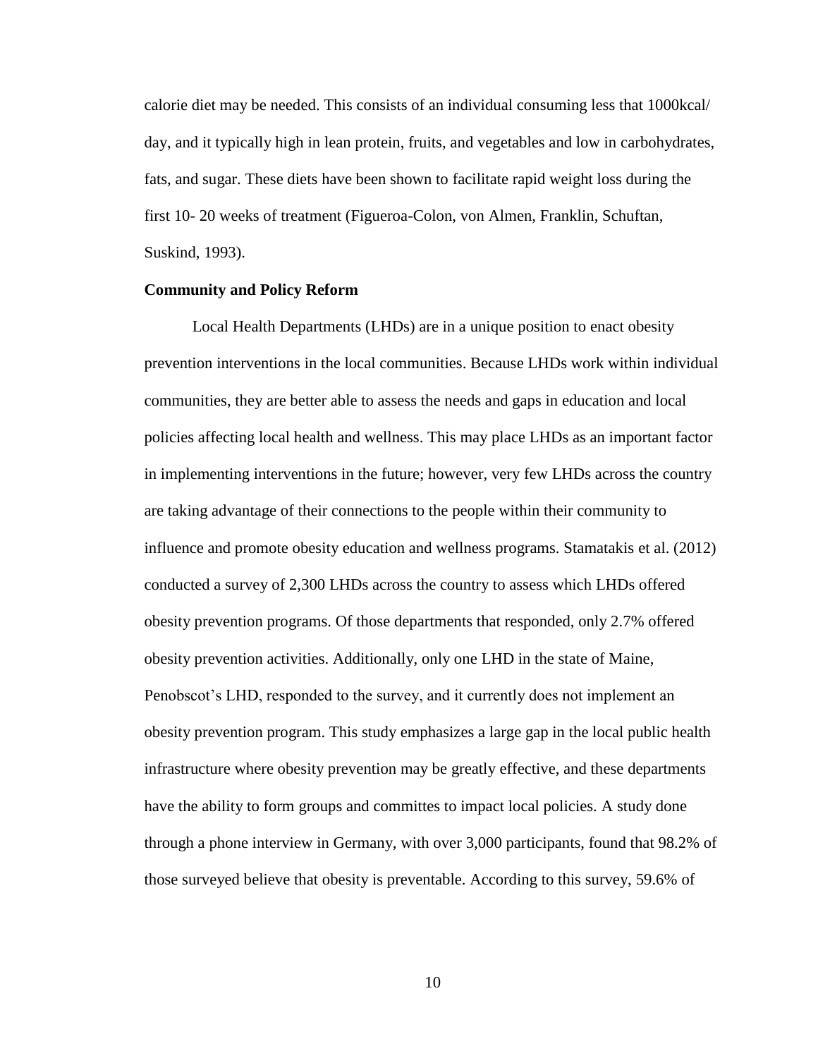calorie diet may be needed. This consists of an individual consuming less that 1000kcal/ day, and it typically high in lean protein, fruits, and vegetables and low in carbohydrates, fats, and sugar. These diets have been shown to facilitate rapid weight loss during the first 10- 20 weeks of treatment (Figueroa-Colon, von Almen, Franklin, Schuftan, Suskind, 1993).

**Community and Policy Reform**

Local Health Departments (LHDs) are in a unique position to enact obesity prevention interventions in the local communities. Because LHDs work within individual communities, they are better able to assess the needs and gaps in education and local policies affecting local health and wellness. This may place LHDs as an important factor in implementing interventions in the future; however, very few LHDs across the country are taking advantage of their connections to the people within their community to influence and promote obesity education and wellness programs. Stamatakis et al. (2012) conducted a survey of 2,300 LHDs across the country to assess which LHDs offered obesity prevention programs. Of those departments that responded, only 2.7% offered obesity prevention activities. Additionally, only one LHD in the state of Maine, Penobscot's LHD, responded to the survey, and it currently does not implement an obesity prevention program. This study emphasizes a large gap in the local public health infrastructure where obesity prevention may be greatly effective, and these departments have the ability to form groups and committes to impact local policies. A study done through a phone interview in Germany, with over 3,000 participants, found that 98.2% of those surveyed believe that obesity is preventable. According to this survey, 59.6% of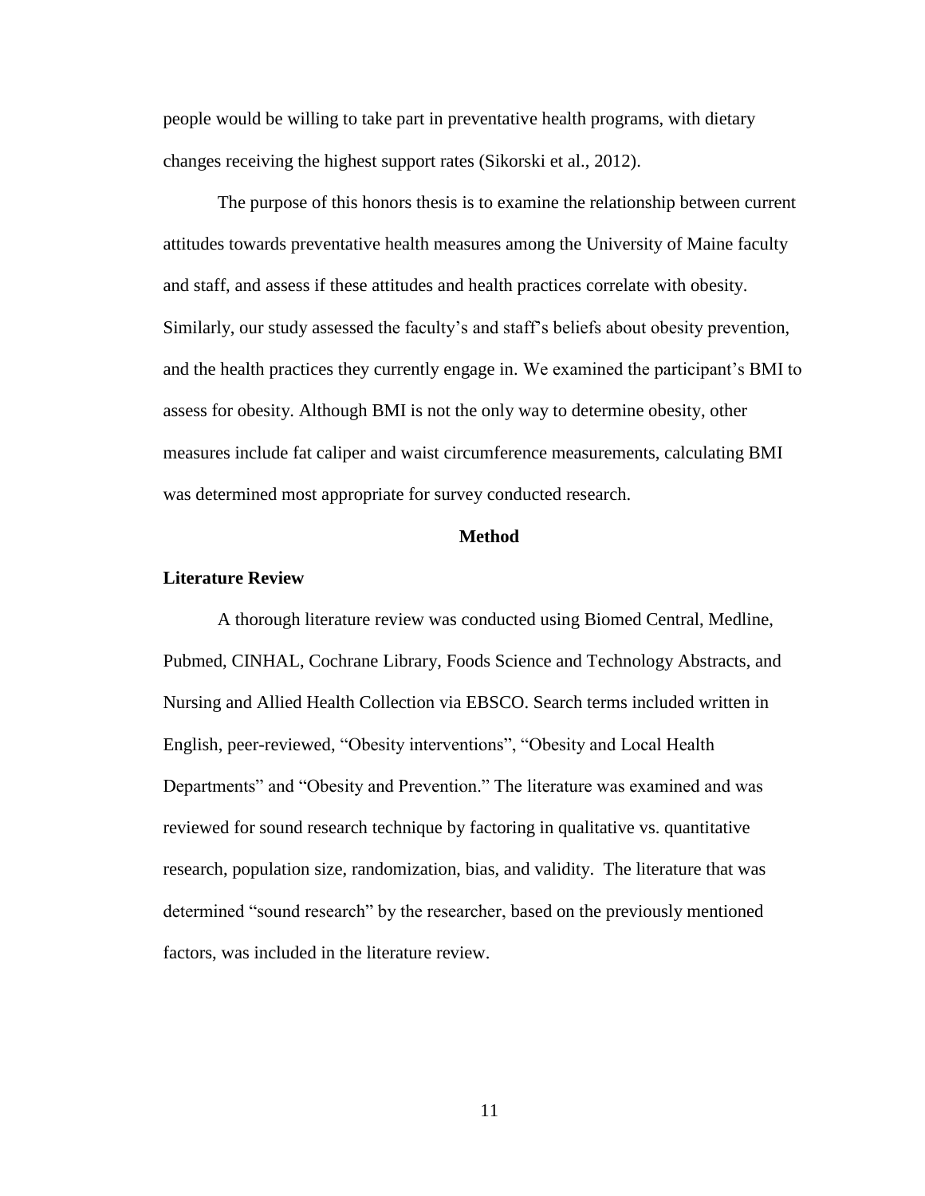people would be willing to take part in preventative health programs, with dietary changes receiving the highest support rates (Sikorski et al., 2012).

The purpose of this honors thesis is to examine the relationship between current attitudes towards preventative health measures among the University of Maine faculty and staff, and assess if these attitudes and health practices correlate with obesity. Similarly, our study assessed the faculty's and staff's beliefs about obesity prevention, and the health practices they currently engage in. We examined the participant's BMI to assess for obesity. Although BMI is not the only way to determine obesity, other measures include fat caliper and waist circumference measurements, calculating BMI was determined most appropriate for survey conducted research.

## Method

### Literature Review

A thorough literature review was conducted using Biomed Central, Medline, Pubmed, CINHAL, Cochrane Library, Foods Science and Technology Abstracts, and Nursing and Allied Health Collection via EBSCO. Search terms included written in English, peer-reviewed, "Obesity interventions", "Obesity and Local Health Departments" and "Obesity and Prevention." The literature was examined and was reviewed for sound research technique by factoring in qualitative vs. quantitative research, population size, randomization, bias, and validity. The literature that was determined "sound research" by the researcher, based on the previously mentioned factors, was included in the literature review.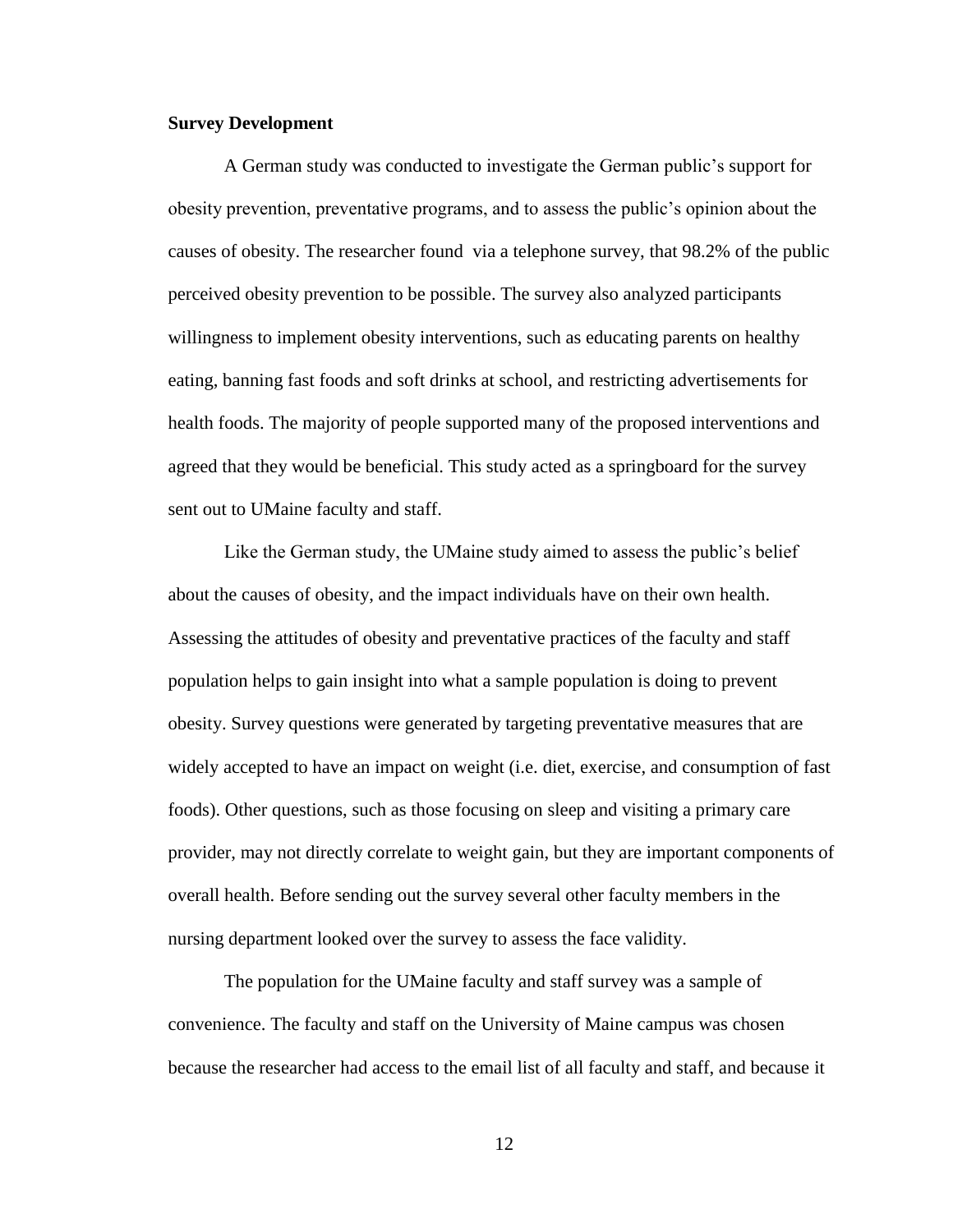**Survey Development**

A German study was conducted to investigate the German public's support for obesity prevention, preventative programs, and to assess the public's opinion about the causes of obesity. The researcher found via a telephone survey, that 98.2% of the public perceived obesity prevention to be possible. The survey also analyzed participants willingness to implement obesity interventions, such as educating parents on healthy eating, banning fast foods and soft drinks at school, and restricting advertisements for health foods. The majority of people supported many of the proposed interventions and agreed that they would be beneficial. This study acted as a springboard for the survey sent out to UMaine faculty and staff.

Like the German study, the UMaine study aimed to assess the public's belief about the causes of obesity, and the impact individuals have on their own health. Assessing the attitudes of obesity and preventative practices of the faculty and staff population helps to gain insight into what a sample population is doing to prevent obesity. Survey questions were generated by targeting preventative measures that are widely accepted to have an impact on weight (i.e. diet, exercise, and consumption of fast foods). Other questions, such as those focusing on sleep and visiting a primary care provider, may not directly correlate to weight gain, but they are important components of overall health. Before sending out the survey several other faculty members in the nursing department looked over the survey to assess the face validity.

The population for the UMaine faculty and staff survey was a sample of convenience. The faculty and staff on the University of Maine campus was chosen because the researcher had access to the email list of all faculty and staff, and because it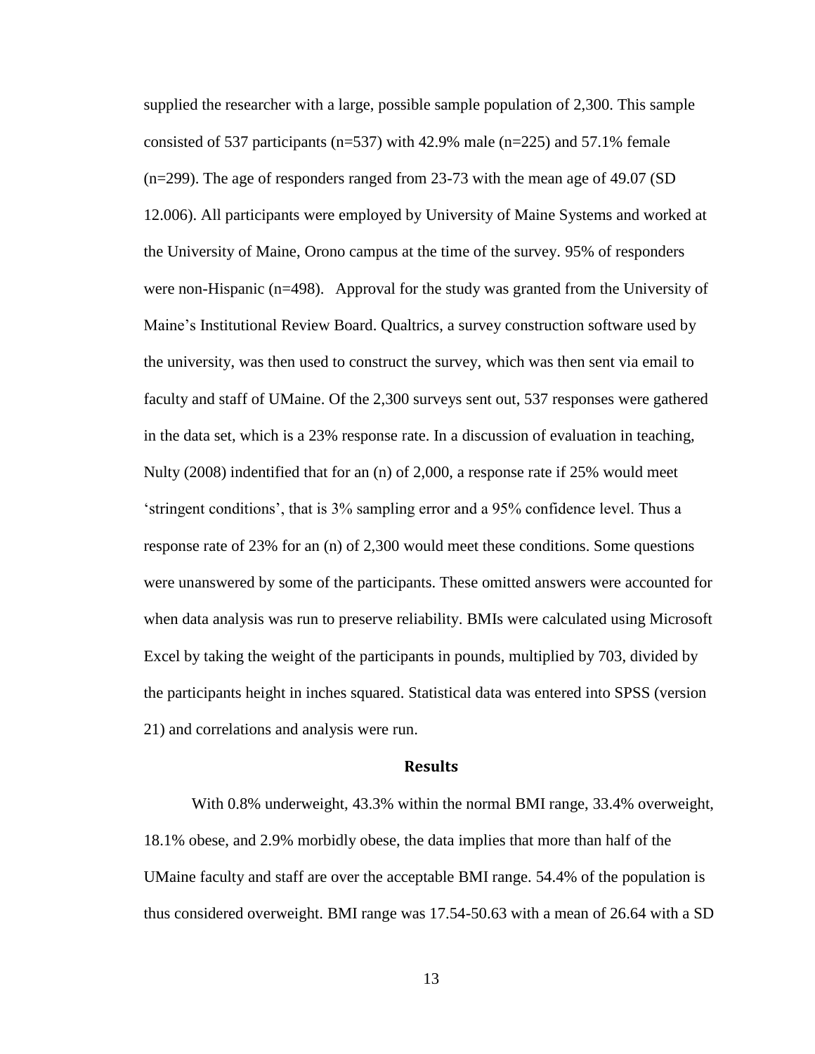supplied the researcher with a large, possible sample population of 2,300. This sample consisted of 537 participants (n=537) with 42.9% male (n=225) and 57.1% female (n=299). The age of responders ranged from 23-73 with the mean age of 49.07 (SD 12.006). All participants were employed by University of Maine Systems and worked at the University of Maine, Orono campus at the time of the survey. 95% of responders were non-Hispanic (n=498). Approval for the study was granted from the University of Maine's Institutional Review Board. Qualtrics, a survey construction software used by the university, was then used to construct the survey, which was then sent via email to faculty and staff of UMaine. Of the 2,300 surveys sent out, 537 responses were gathered in the data set, which is a 23% response rate. In a discussion of evaluation in teaching, Nulty (2008) indentified that for an (n) of 2,000, a response rate if 25% would meet 'stringent conditions', that is 3% sampling error and a 95% confidence level. Thus a response rate of 23% for an (n) of 2,300 would meet these conditions. Some questions were unanswered by some of the participants. These omitted answers were accounted for when data analysis was run to preserve reliability. BMIs were calculated using Microsoft Excel by taking the weight of the participants in pounds, multiplied by 703, divided by the participants height in inches squared. Statistical data was entered into SPSS (version 21) and correlations and analysis were run.

## Results

With 0.8% underweight, 43.3% within the normal BMI range, 33.4% overweight, 18.1% obese, and 2.9% morbidly obese, the data implies that more than half of the UMaine faculty and staff are over the acceptable BMI range. 54.4% of the population is thus considered overweight. BMI range was 17.54-50.63 with a mean of 26.64 with a SD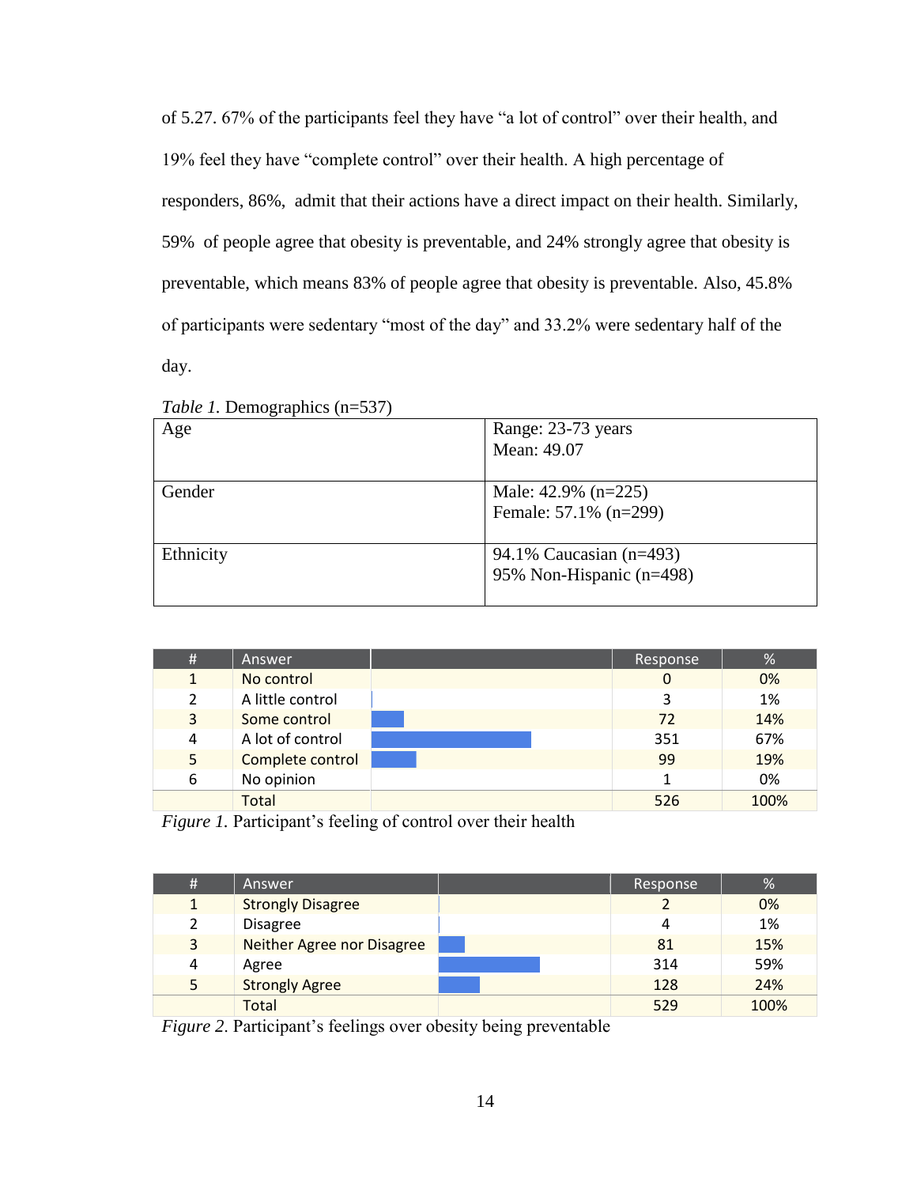of 5.27. 67% of the participants feel they have "a lot of control" over their health, and 19% feel they have "complete control" over their health. A high percentage of responders, 86%, admit that their actions have a direct impact on their health. Similarly, 59% of people agree that obesity is preventable, and 24% strongly agree that obesity is preventable, which means 83% of people agree that obesity is preventable. Also, 45.8% of participants were sedentary "most of the day" and 33.2% were sedentary half of the day.

*Table 1.* Demographics (n=537)

| | |
|---|---|
| Age | Range: 23-73 years<br>Mean: 49.07 |
| Gender | Male: 42.9% (n=225)<br>Female: 57.1% (n=299) |
| Ethnicity | 94.1% Caucasian (n=493)<br>95% Non-Hispanic (n=498) |

| # | Answer | | Response | % |
|---|---|---|---|---|
| 1 | No control | | 0 | 0% |
| 2 | A little control | | 3 | 1% |
| 3 | Some control | | 72 | 14% |
| 4 | A lot of control | | 351 | 67% |
| 5 | Complete control | | 99 | 19% |
| 6 | No opinion | | 1 | 0% |
| | Total | | 526 | 100% |

*Figure 1.* Participant's feeling of control over their health

| # | Answer | | Response | % |
|---|---|---|---|---|
| 1 | Strongly Disagree | | 2 | 0% |
| 2 | Disagree | | 4 | 1% |
| 3 | Neither Agree nor Disagree | | 81 | 15% |
| 4 | Agree | | 314 | 59% |
| 5 | Strongly Agree | | 128 | 24% |
| | Total | | 529 | 100% |

*Figure 2.* Participant's feelings over obesity being preventable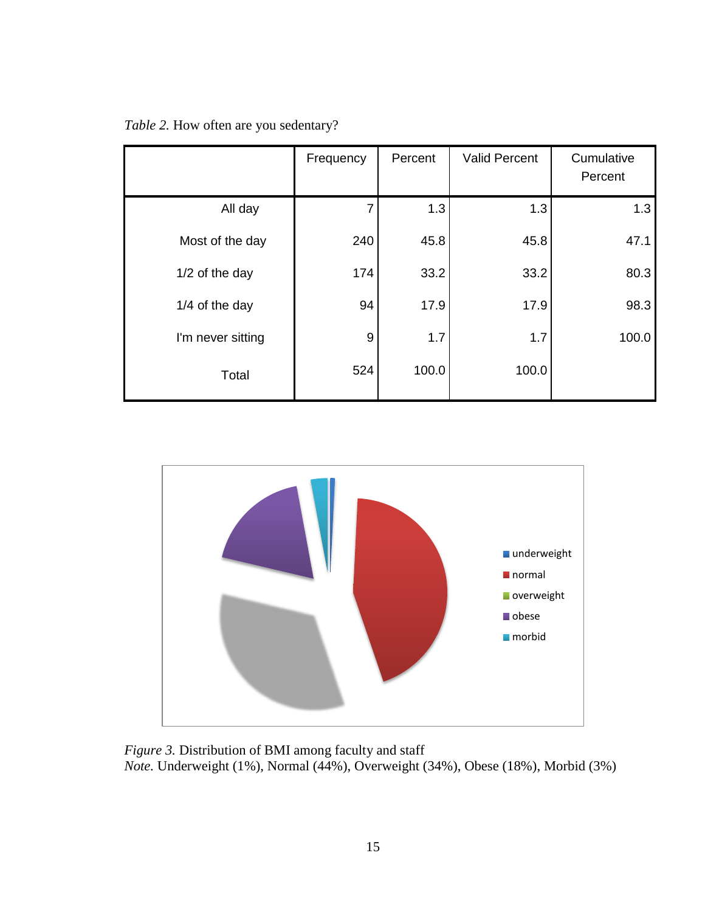*Table 2.* How often are you sedentary?

| | Frequency | Percent | Valid Percent | Cumulative Percent |
|---|---|---|---|---|
| All day | 7 | 1.3 | 1.3 | 1.3 |
| Most of the day | 240 | 45.8 | 45.8 | 47.1 |
| 1/2 of the day | 174 | 33.2 | 33.2 | 80.3 |
| 1/4 of the day | 94 | 17.9 | 17.9 | 98.3 |
| I'm never sitting | 9 | 1.7 | 1.7 | 100.0 |
| Total | 524 | 100.0 | 100.0 | |

*Figure 3.* Distribution of BMI among faculty and staff
*Note.* Underweight (1%), Normal (44%), Overweight (34%), Obese (18%), Morbid (3%)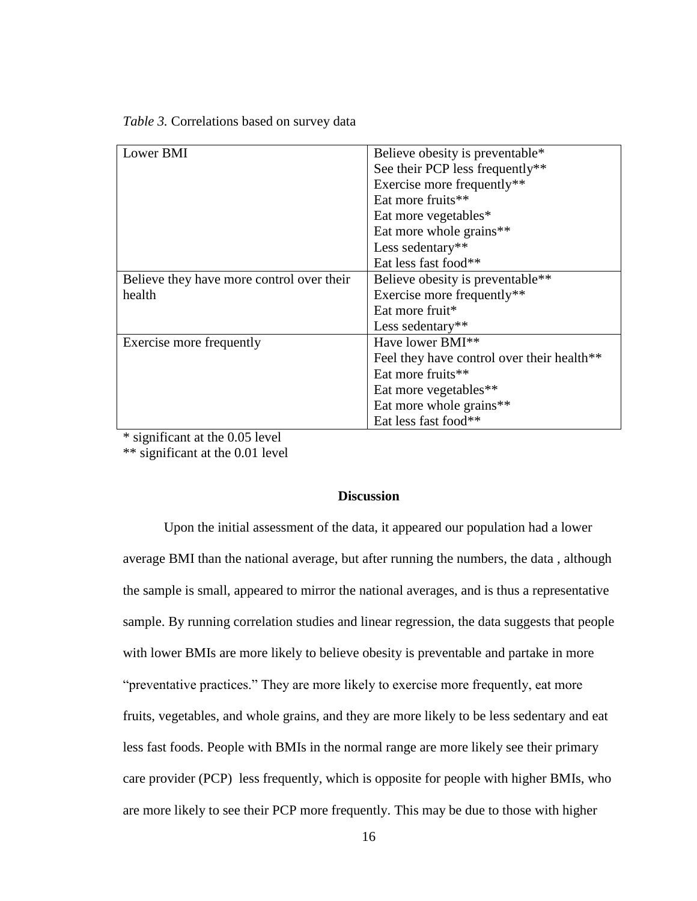*Table 3.* Correlations based on survey data

| | |
|---|---|
| Lower BMI | Believe obesity is preventable*<br>See their PCP less frequently**<br>Exercise more frequently**<br>Eat more fruits**<br>Eat more vegetables*<br>Eat more whole grains**<br>Less sedentary**<br>Eat less fast food** |
| Believe they have more control over their health | Believe obesity is preventable**<br>Exercise more frequently**<br>Eat more fruit*<br>Less sedentary** |
| Exercise more frequently | Have lower BMI**<br>Feel they have control over their health**<br>Eat more fruits**<br>Eat more vegetables**<br>Eat more whole grains**<br>Eat less fast food** |

\* significant at the 0.05 level
** significant at the 0.01 level

## Discussion

Upon the initial assessment of the data, it appeared our population had a lower average BMI than the national average, but after running the numbers, the data , although the sample is small, appeared to mirror the national averages, and is thus a representative sample. By running correlation studies and linear regression, the data suggests that people with lower BMIs are more likely to believe obesity is preventable and partake in more "preventative practices." They are more likely to exercise more frequently, eat more fruits, vegetables, and whole grains, and they are more likely to be less sedentary and eat less fast foods. People with BMIs in the normal range are more likely see their primary care provider (PCP) less frequently, which is opposite for people with higher BMIs, who are more likely to see their PCP more frequently. This may be due to those with higher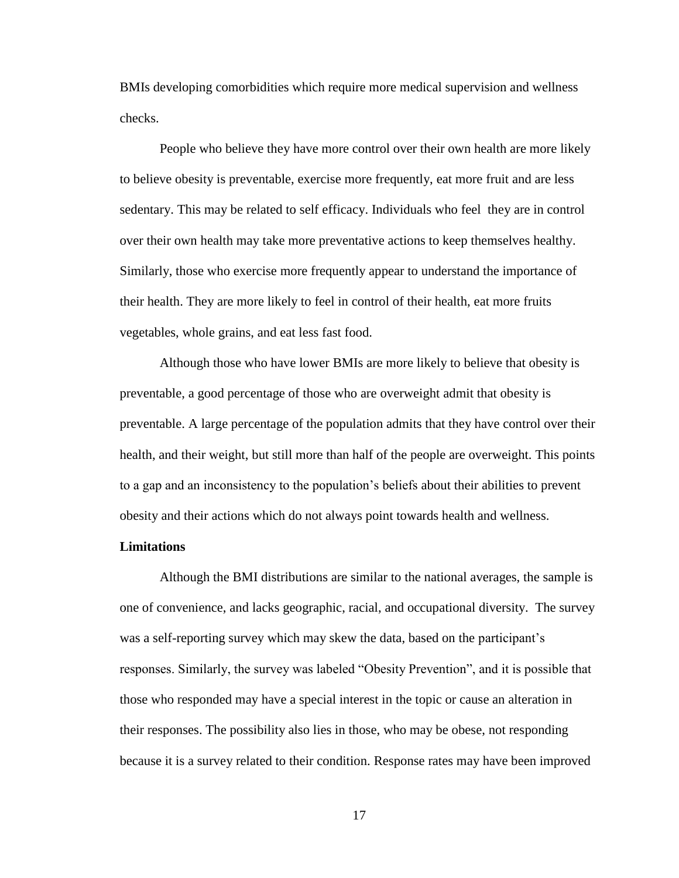BMIs developing comorbidities which require more medical supervision and wellness checks.

People who believe they have more control over their own health are more likely to believe obesity is preventable, exercise more frequently, eat more fruit and are less sedentary. This may be related to self efficacy. Individuals who feel they are in control over their own health may take more preventative actions to keep themselves healthy. Similarly, those who exercise more frequently appear to understand the importance of their health. They are more likely to feel in control of their health, eat more fruits vegetables, whole grains, and eat less fast food.

Although those who have lower BMIs are more likely to believe that obesity is preventable, a good percentage of those who are overweight admit that obesity is preventable. A large percentage of the population admits that they have control over their health, and their weight, but still more than half of the people are overweight. This points to a gap and an inconsistency to the population's beliefs about their abilities to prevent obesity and their actions which do not always point towards health and wellness.

**Limitations**

Although the BMI distributions are similar to the national averages, the sample is one of convenience, and lacks geographic, racial, and occupational diversity. The survey was a self-reporting survey which may skew the data, based on the participant's responses. Similarly, the survey was labeled "Obesity Prevention", and it is possible that those who responded may have a special interest in the topic or cause an alteration in their responses. The possibility also lies in those, who may be obese, not responding because it is a survey related to their condition. Response rates may have been improved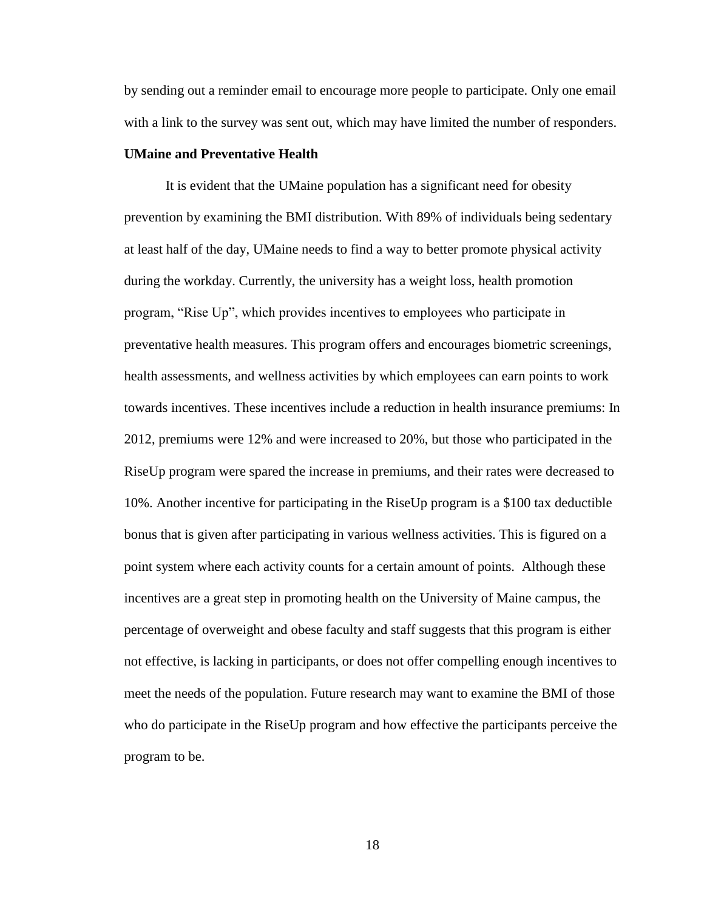by sending out a reminder email to encourage more people to participate. Only one email with a link to the survey was sent out, which may have limited the number of responders.

**UMaine and Preventative Health**

It is evident that the UMaine population has a significant need for obesity prevention by examining the BMI distribution. With 89% of individuals being sedentary at least half of the day, UMaine needs to find a way to better promote physical activity during the workday. Currently, the university has a weight loss, health promotion program, "Rise Up", which provides incentives to employees who participate in preventative health measures. This program offers and encourages biometric screenings, health assessments, and wellness activities by which employees can earn points to work towards incentives. These incentives include a reduction in health insurance premiums: In 2012, premiums were 12% and were increased to 20%, but those who participated in the RiseUp program were spared the increase in premiums, and their rates were decreased to 10%. Another incentive for participating in the RiseUp program is a $100 tax deductible bonus that is given after participating in various wellness activities. This is figured on a point system where each activity counts for a certain amount of points. Although these incentives are a great step in promoting health on the University of Maine campus, the percentage of overweight and obese faculty and staff suggests that this program is either not effective, is lacking in participants, or does not offer compelling enough incentives to meet the needs of the population. Future research may want to examine the BMI of those who do participate in the RiseUp program and how effective the participants perceive the program to be.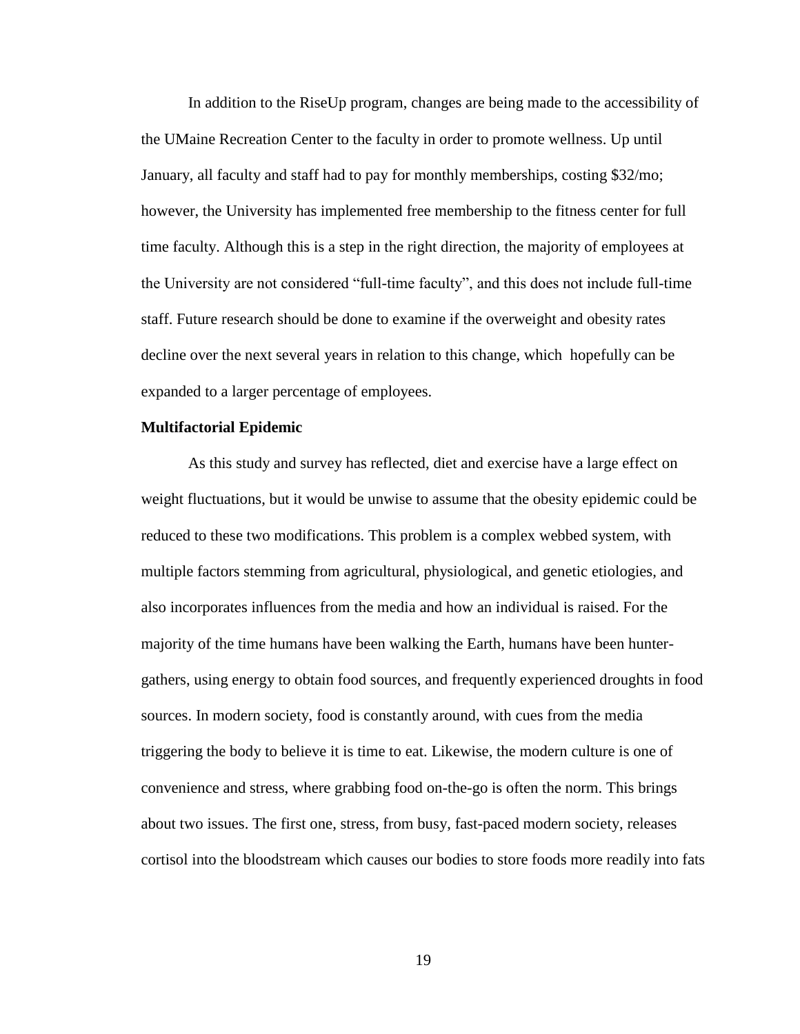In addition to the RiseUp program, changes are being made to the accessibility of the UMaine Recreation Center to the faculty in order to promote wellness. Up until January, all faculty and staff had to pay for monthly memberships, costing $32/mo; however, the University has implemented free membership to the fitness center for full time faculty. Although this is a step in the right direction, the majority of employees at the University are not considered "full-time faculty", and this does not include full-time staff. Future research should be done to examine if the overweight and obesity rates decline over the next several years in relation to this change, which hopefully can be expanded to a larger percentage of employees.

**Multifactorial Epidemic**

As this study and survey has reflected, diet and exercise have a large effect on weight fluctuations, but it would be unwise to assume that the obesity epidemic could be reduced to these two modifications. This problem is a complex webbed system, with multiple factors stemming from agricultural, physiological, and genetic etiologies, and also incorporates influences from the media and how an individual is raised. For the majority of the time humans have been walking the Earth, humans have been hunter-gathers, using energy to obtain food sources, and frequently experienced droughts in food sources. In modern society, food is constantly around, with cues from the media triggering the body to believe it is time to eat. Likewise, the modern culture is one of convenience and stress, where grabbing food on-the-go is often the norm. This brings about two issues. The first one, stress, from busy, fast-paced modern society, releases cortisol into the bloodstream which causes our bodies to store foods more readily into fats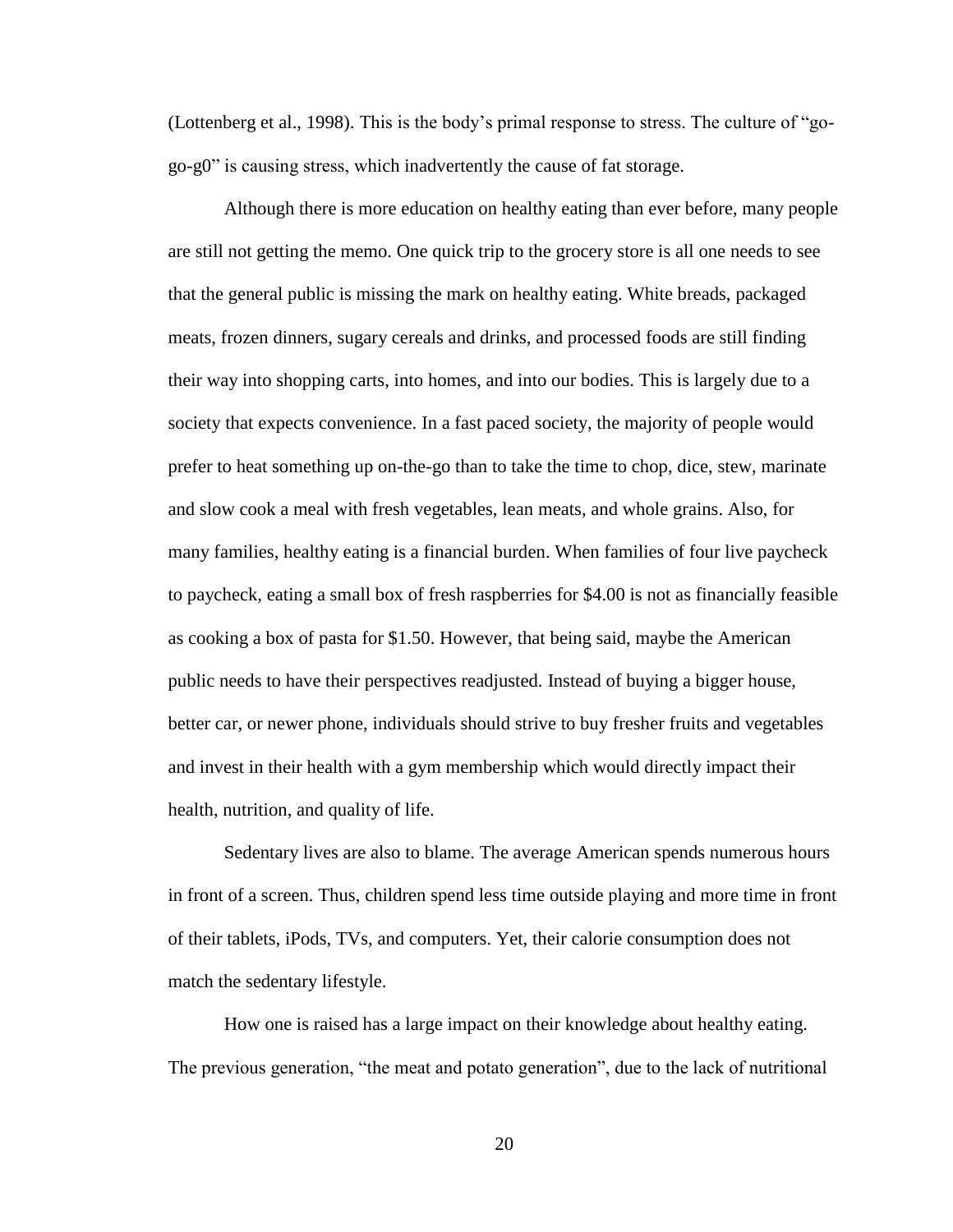(Lottenberg et al., 1998). This is the body's primal response to stress. The culture of "go-go-g0" is causing stress, which inadvertently the cause of fat storage.

Although there is more education on healthy eating than ever before, many people are still not getting the memo. One quick trip to the grocery store is all one needs to see that the general public is missing the mark on healthy eating. White breads, packaged meats, frozen dinners, sugary cereals and drinks, and processed foods are still finding their way into shopping carts, into homes, and into our bodies. This is largely due to a society that expects convenience. In a fast paced society, the majority of people would prefer to heat something up on-the-go than to take the time to chop, dice, stew, marinate and slow cook a meal with fresh vegetables, lean meats, and whole grains. Also, for many families, healthy eating is a financial burden. When families of four live paycheck to paycheck, eating a small box of fresh raspberries for $4.00 is not as financially feasible as cooking a box of pasta for $1.50. However, that being said, maybe the American public needs to have their perspectives readjusted. Instead of buying a bigger house, better car, or newer phone, individuals should strive to buy fresher fruits and vegetables and invest in their health with a gym membership which would directly impact their health, nutrition, and quality of life.

Sedentary lives are also to blame. The average American spends numerous hours in front of a screen. Thus, children spend less time outside playing and more time in front of their tablets, iPods, TVs, and computers. Yet, their calorie consumption does not match the sedentary lifestyle.

How one is raised has a large impact on their knowledge about healthy eating. The previous generation, "the meat and potato generation", due to the lack of nutritional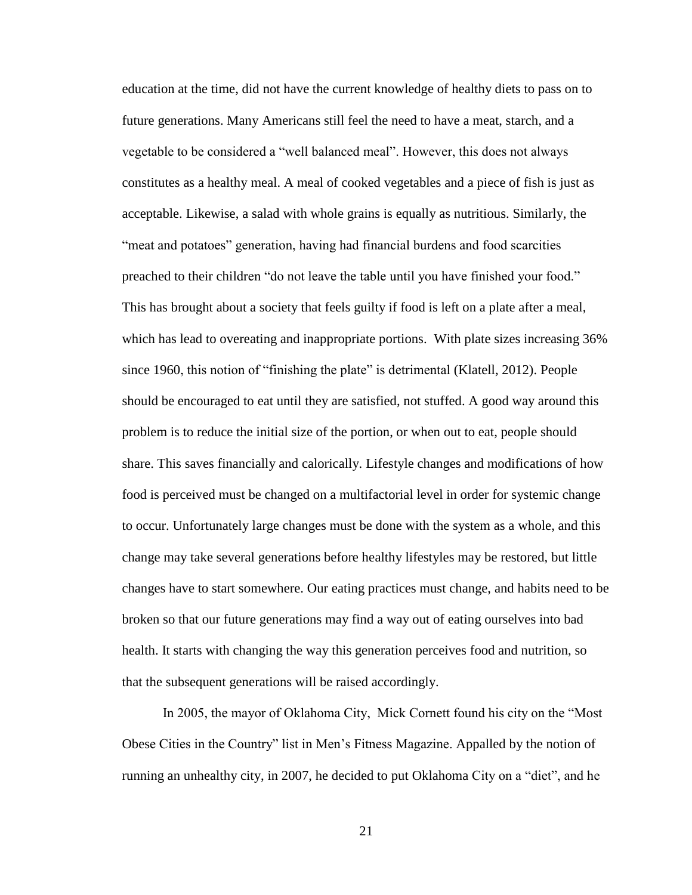education at the time, did not have the current knowledge of healthy diets to pass on to future generations. Many Americans still feel the need to have a meat, starch, and a vegetable to be considered a "well balanced meal". However, this does not always constitutes as a healthy meal. A meal of cooked vegetables and a piece of fish is just as acceptable. Likewise, a salad with whole grains is equally as nutritious. Similarly, the "meat and potatoes" generation, having had financial burdens and food scarcities preached to their children "do not leave the table until you have finished your food." This has brought about a society that feels guilty if food is left on a plate after a meal, which has lead to overeating and inappropriate portions. With plate sizes increasing 36% since 1960, this notion of "finishing the plate" is detrimental (Klatell, 2012). People should be encouraged to eat until they are satisfied, not stuffed. A good way around this problem is to reduce the initial size of the portion, or when out to eat, people should share. This saves financially and calorically. Lifestyle changes and modifications of how food is perceived must be changed on a multifactorial level in order for systemic change to occur. Unfortunately large changes must be done with the system as a whole, and this change may take several generations before healthy lifestyles may be restored, but little changes have to start somewhere. Our eating practices must change, and habits need to be broken so that our future generations may find a way out of eating ourselves into bad health. It starts with changing the way this generation perceives food and nutrition, so that the subsequent generations will be raised accordingly.

In 2005, the mayor of Oklahoma City, Mick Cornett found his city on the "Most Obese Cities in the Country" list in Men's Fitness Magazine. Appalled by the notion of running an unhealthy city, in 2007, he decided to put Oklahoma City on a "diet", and he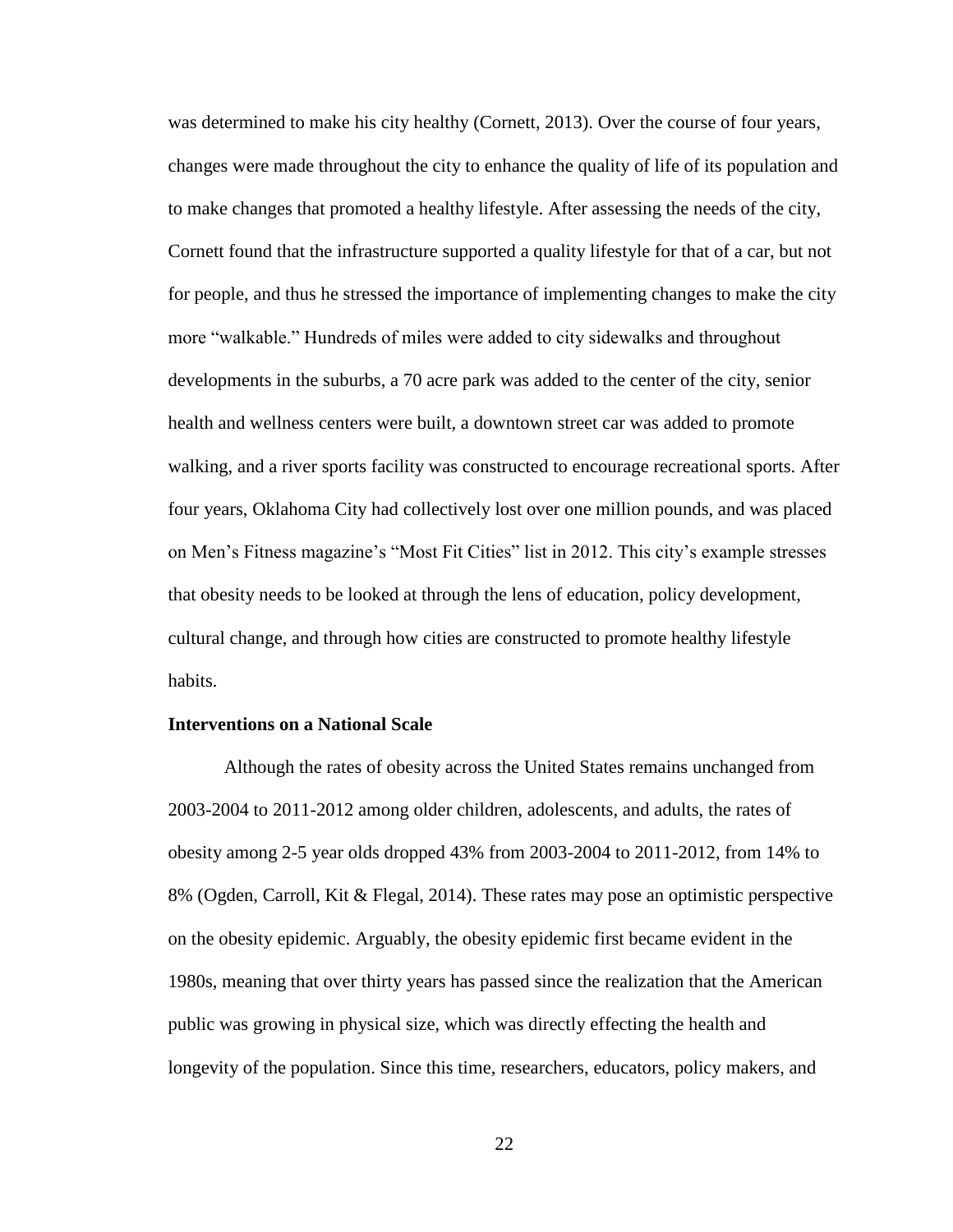was determined to make his city healthy (Cornett, 2013). Over the course of four years, changes were made throughout the city to enhance the quality of life of its population and to make changes that promoted a healthy lifestyle. After assessing the needs of the city, Cornett found that the infrastructure supported a quality lifestyle for that of a car, but not for people, and thus he stressed the importance of implementing changes to make the city more "walkable." Hundreds of miles were added to city sidewalks and throughout developments in the suburbs, a 70 acre park was added to the center of the city, senior health and wellness centers were built, a downtown street car was added to promote walking, and a river sports facility was constructed to encourage recreational sports. After four years, Oklahoma City had collectively lost over one million pounds, and was placed on Men's Fitness magazine's "Most Fit Cities" list in 2012. This city's example stresses that obesity needs to be looked at through the lens of education, policy development, cultural change, and through how cities are constructed to promote healthy lifestyle habits.

**Interventions on a National Scale**

Although the rates of obesity across the United States remains unchanged from 2003-2004 to 2011-2012 among older children, adolescents, and adults, the rates of obesity among 2-5 year olds dropped 43% from 2003-2004 to 2011-2012, from 14% to 8% (Ogden, Carroll, Kit & Flegal, 2014). These rates may pose an optimistic perspective on the obesity epidemic. Arguably, the obesity epidemic first became evident in the 1980s, meaning that over thirty years has passed since the realization that the American public was growing in physical size, which was directly effecting the health and longevity of the population. Since this time, researchers, educators, policy makers, and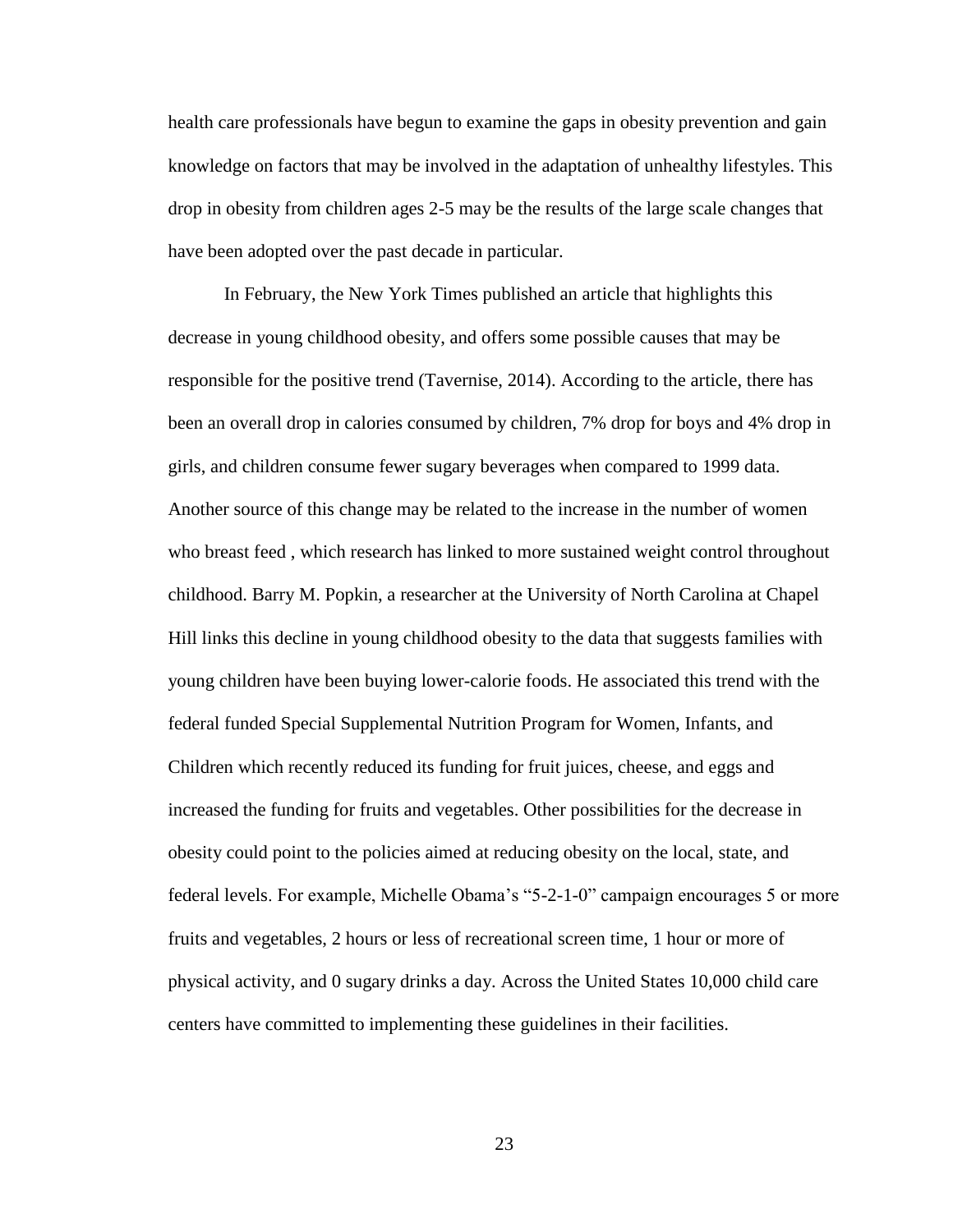health care professionals have begun to examine the gaps in obesity prevention and gain knowledge on factors that may be involved in the adaptation of unhealthy lifestyles. This drop in obesity from children ages 2-5 may be the results of the large scale changes that have been adopted over the past decade in particular.

In February, the New York Times published an article that highlights this decrease in young childhood obesity, and offers some possible causes that may be responsible for the positive trend (Tavernise, 2014). According to the article, there has been an overall drop in calories consumed by children, 7% drop for boys and 4% drop in girls, and children consume fewer sugary beverages when compared to 1999 data. Another source of this change may be related to the increase in the number of women who breast feed , which research has linked to more sustained weight control throughout childhood. Barry M. Popkin, a researcher at the University of North Carolina at Chapel Hill links this decline in young childhood obesity to the data that suggests families with young children have been buying lower-calorie foods. He associated this trend with the federal funded Special Supplemental Nutrition Program for Women, Infants, and Children which recently reduced its funding for fruit juices, cheese, and eggs and increased the funding for fruits and vegetables. Other possibilities for the decrease in obesity could point to the policies aimed at reducing obesity on the local, state, and federal levels. For example, Michelle Obama's "5-2-1-0" campaign encourages 5 or more fruits and vegetables, 2 hours or less of recreational screen time, 1 hour or more of physical activity, and 0 sugary drinks a day. Across the United States 10,000 child care centers have committed to implementing these guidelines in their facilities.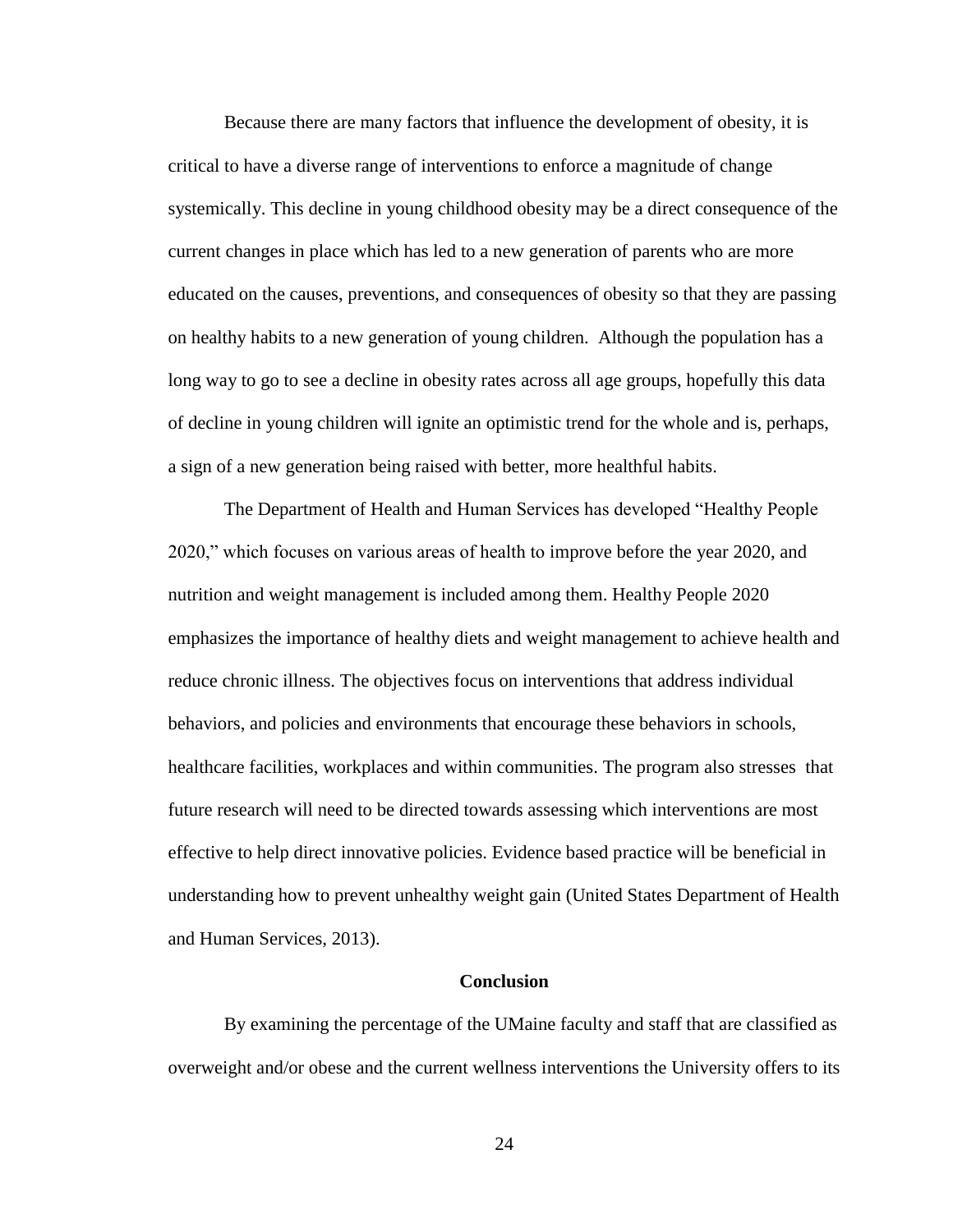Because there are many factors that influence the development of obesity, it is critical to have a diverse range of interventions to enforce a magnitude of change systemically. This decline in young childhood obesity may be a direct consequence of the current changes in place which has led to a new generation of parents who are more educated on the causes, preventions, and consequences of obesity so that they are passing on healthy habits to a new generation of young children. Although the population has a long way to go to see a decline in obesity rates across all age groups, hopefully this data of decline in young children will ignite an optimistic trend for the whole and is, perhaps, a sign of a new generation being raised with better, more healthful habits.

The Department of Health and Human Services has developed "Healthy People 2020," which focuses on various areas of health to improve before the year 2020, and nutrition and weight management is included among them. Healthy People 2020 emphasizes the importance of healthy diets and weight management to achieve health and reduce chronic illness. The objectives focus on interventions that address individual behaviors, and policies and environments that encourage these behaviors in schools, healthcare facilities, workplaces and within communities. The program also stresses that future research will need to be directed towards assessing which interventions are most effective to help direct innovative policies. Evidence based practice will be beneficial in understanding how to prevent unhealthy weight gain (United States Department of Health and Human Services, 2013).

## Conclusion

By examining the percentage of the UMaine faculty and staff that are classified as overweight and/or obese and the current wellness interventions the University offers to its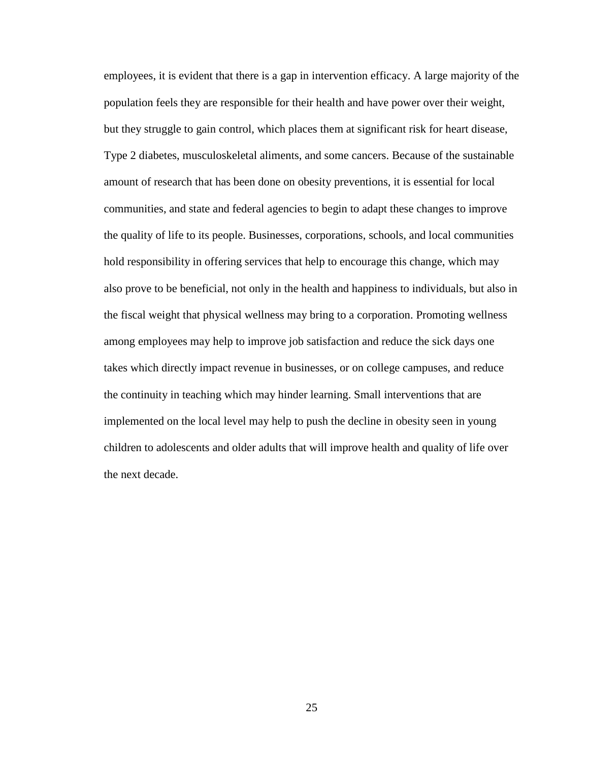employees, it is evident that there is a gap in intervention efficacy. A large majority of the population feels they are responsible for their health and have power over their weight, but they struggle to gain control, which places them at significant risk for heart disease, Type 2 diabetes, musculoskeletal aliments, and some cancers. Because of the sustainable amount of research that has been done on obesity preventions, it is essential for local communities, and state and federal agencies to begin to adapt these changes to improve the quality of life to its people. Businesses, corporations, schools, and local communities hold responsibility in offering services that help to encourage this change, which may also prove to be beneficial, not only in the health and happiness to individuals, but also in the fiscal weight that physical wellness may bring to a corporation. Promoting wellness among employees may help to improve job satisfaction and reduce the sick days one takes which directly impact revenue in businesses, or on college campuses, and reduce the continuity in teaching which may hinder learning. Small interventions that are implemented on the local level may help to push the decline in obesity seen in young children to adolescents and older adults that will improve health and quality of life over the next decade.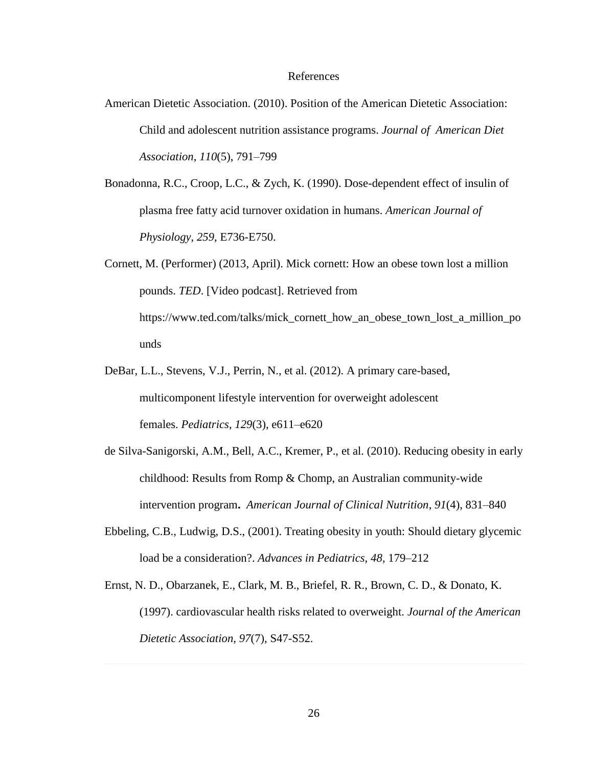# References

American Dietetic Association. (2010). Position of the American Dietetic Association: Child and adolescent nutrition assistance programs. *Journal of American Diet Association*, *110*(5), 791–799

Bonadonna, R.C., Croop, L.C., & Zych, K. (1990). Dose-dependent effect of insulin of plasma free fatty acid turnover oxidation in humans. *American Journal of Physiology*, *259*, E736-E750.

Cornett, M. (Performer) (2013, April). Mick cornett: How an obese town lost a million pounds. *TED*. [Video podcast]. Retrieved from https://www.ted.com/talks/mick_cornett_how_an_obese_town_lost_a_million_pounds

DeBar, L.L., Stevens, V.J., Perrin, N., et al. (2012). A primary care-based, multicomponent lifestyle intervention for overweight adolescent females. *Pediatrics*, *129*(3), e611–e620

de Silva-Sanigorski, A.M., Bell, A.C., Kremer, P., et al. (2010). Reducing obesity in early childhood: Results from Romp & Chomp, an Australian community-wide intervention program**.** *American Journal of Clinical Nutrition*, *91*(4), 831–840

Ebbeling, C.B., Ludwig, D.S., (2001). Treating obesity in youth: Should dietary glycemic load be a consideration?. *Advances in Pediatrics, 48,* 179–212

Ernst, N. D., Obarzanek, E., Clark, M. B., Briefel, R. R., Brown, C. D., & Donato, K. (1997). cardiovascular health risks related to overweight. *Journal of the American Dietetic Association*, *97*(7), S47-S52.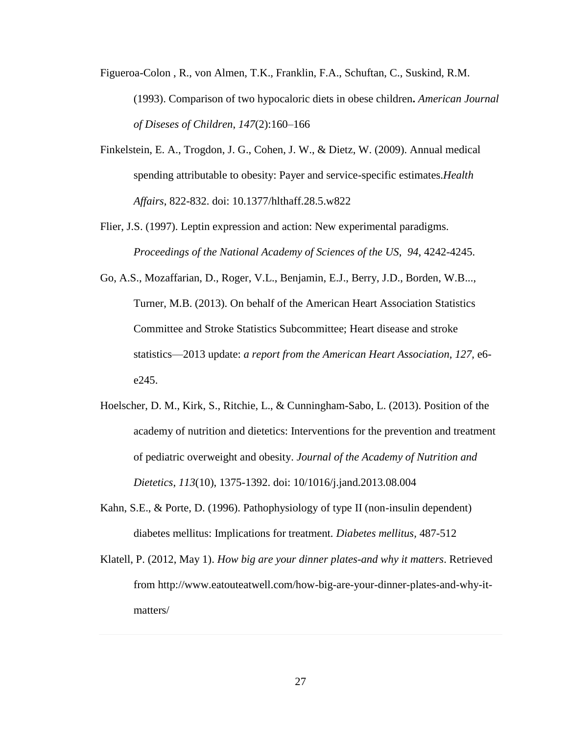Figueroa-Colon , R., von Almen, T.K., Franklin, F.A., Schuftan, C., Suskind, R.M. (1993). Comparison of two hypocaloric diets in obese children**.** *American Journal of Diseases of Children*, *147*(2):160–166

Finkelstein, E. A., Trogdon, J. G., Cohen, J. W., & Dietz, W. (2009). Annual medical spending attributable to obesity: Payer and service-specific estimates.*Health Affairs*, 822-832. doi: 10.1377/hlthaff.28.5.w822

Flier, J.S. (1997). Leptin expression and action: New experimental paradigms. *Proceedings of the National Academy of Sciences of the US*, *94*, 4242-4245.

Go, A.S., Mozaffarian, D., Roger, V.L., Benjamin, E.J., Berry, J.D., Borden, W.B..., Turner, M.B. (2013). On behalf of the American Heart Association Statistics Committee and Stroke Statistics Subcommittee; Heart disease and stroke statistics—2013 update: *a report from the American Heart Association, 127,* e6-e245.

Hoelscher, D. M., Kirk, S., Ritchie, L., & Cunningham-Sabo, L. (2013). Position of the academy of nutrition and dietetics: Interventions for the prevention and treatment of pediatric overweight and obesity. *Journal of the Academy of Nutrition and Dietetics*, *113*(10), 1375-1392. doi: 10/1016/j.jand.2013.08.004

Kahn, S.E., & Porte, D. (1996). Pathophysiology of type II (non-insulin dependent) diabetes mellitus: Implications for treatment. *Diabetes mellitus,* 487-512

Klatell, P. (2012, May 1). *How big are your dinner plates-and why it matters*. Retrieved from http://www.eatouteatwell.com/how-big-are-your-dinner-plates-and-why-it-matters/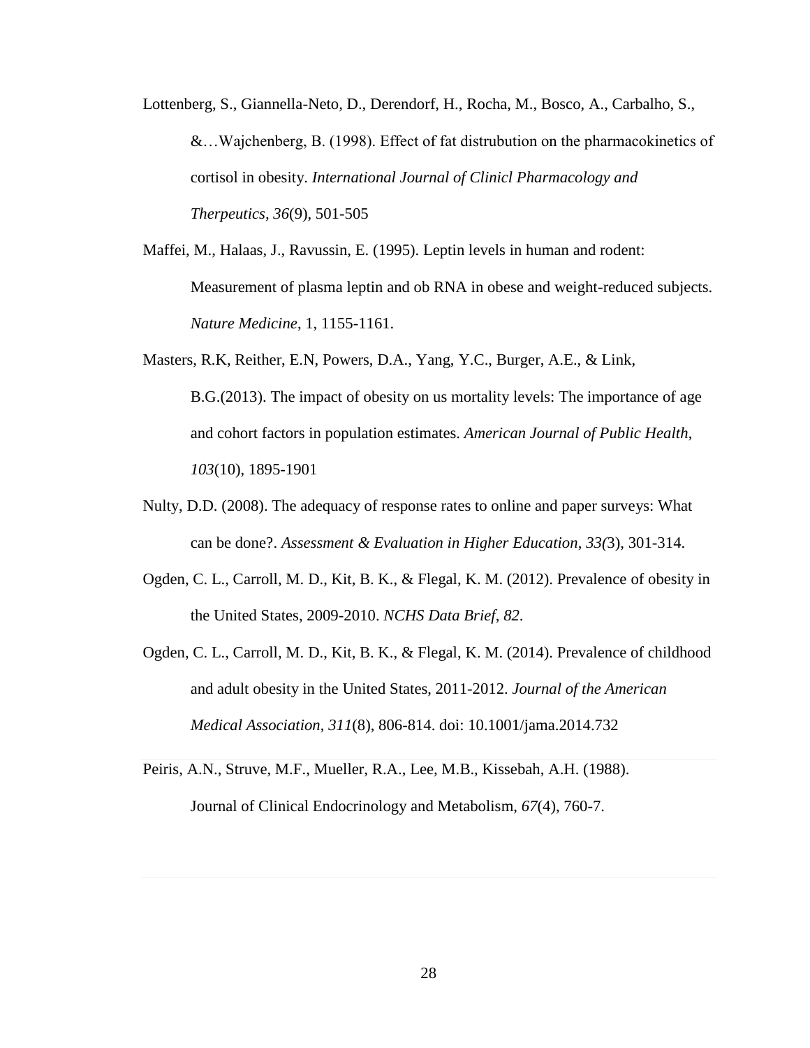Lottenberg, S., Giannella-Neto, D., Derendorf, H., Rocha, M., Bosco, A., Carbalho, S., &…Wajchenberg, B. (1998). Effect of fat distrubution on the pharmacokinetics of cortisol in obesity. *International Journal of Clinicl Pharmacology and Therpeutics, 36*(9), 501-505

Maffei, M., Halaas, J., Ravussin, E. (1995). Leptin levels in human and rodent: Measurement of plasma leptin and ob RNA in obese and weight-reduced subjects. *Nature Medicine*, 1, 1155-1161.

Masters, R.K, Reither, E.N, Powers, D.A., Yang, Y.C., Burger, A.E., & Link, B.G.(2013). The impact of obesity on us mortality levels: The importance of age and cohort factors in population estimates. *American Journal of Public Health*, *103*(10), 1895-1901

Nulty, D.D. (2008). The adequacy of response rates to online and paper surveys: What can be done?. *Assessment & Evaluation in Higher Education*, *33(*3), 301-314.

Ogden, C. L., Carroll, M. D., Kit, B. K., & Flegal, K. M. (2012). Prevalence of obesity in the United States, 2009-2010. *NCHS Data Brief*, *82*.

Ogden, C. L., Carroll, M. D., Kit, B. K., & Flegal, K. M. (2014). Prevalence of childhood and adult obesity in the United States, 2011-2012. *Journal of the American Medical Association*, *311*(8), 806-814. doi: 10.1001/jama.2014.732

Peiris, A.N., Struve, M.F., Mueller, R.A., Lee, M.B., Kissebah, A.H. (1988). Journal of Clinical Endocrinology and Metabolism, *67*(4), 760-7.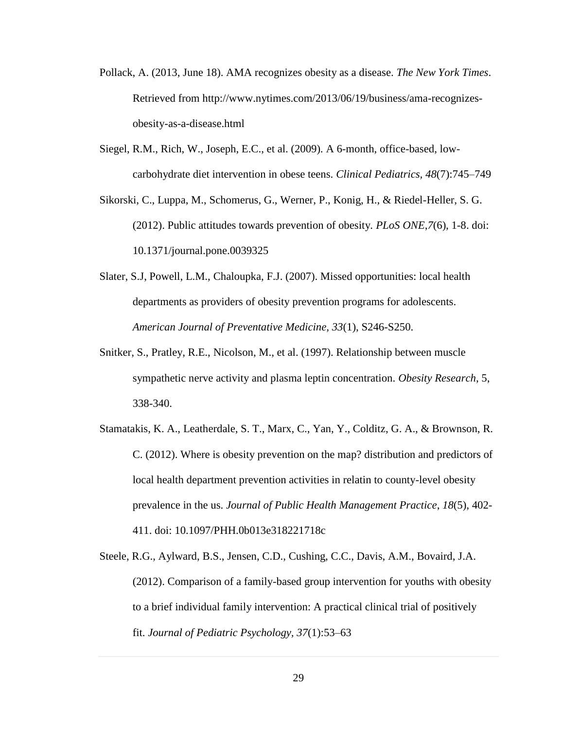Pollack, A. (2013, June 18). AMA recognizes obesity as a disease. *The New York Times*. Retrieved from http://www.nytimes.com/2013/06/19/business/ama-recognizes-obesity-as-a-disease.html

Siegel, R.M., Rich, W., Joseph, E.C., et al. (2009). A 6-month, office-based, low-carbohydrate diet intervention in obese teens. *Clinical Pediatrics*, *48*(7):745–749

Sikorski, C., Luppa, M., Schomerus, G., Werner, P., Konig, H., & Riedel-Heller, S. G. (2012). Public attitudes towards prevention of obesity. *PLoS ONE*,*7*(6), 1-8. doi: 10.1371/journal.pone.0039325

Slater, S.J, Powell, L.M., Chaloupka, F.J. (2007). Missed opportunities: local health departments as providers of obesity prevention programs for adolescents. *American Journal of Preventative Medicine*, *33*(1), S246-S250.

Snitker, S., Pratley, R.E., Nicolson, M., et al. (1997). Relationship between muscle sympathetic nerve activity and plasma leptin concentration. *Obesity Research*, 5, 338-340.

Stamatakis, K. A., Leatherdale, S. T., Marx, C., Yan, Y., Colditz, G. A., & Brownson, R. C. (2012). Where is obesity prevention on the map? distribution and predictors of local health department prevention activities in relatin to county-level obesity prevalence in the us. *Journal of Public Health Management Practice*, *18*(5), 402-411. doi: 10.1097/PHH.0b013e318221718c

Steele, R.G., Aylward, B.S., Jensen, C.D., Cushing, C.C., Davis, A.M., Bovaird, J.A. (2012). Comparison of a family-based group intervention for youths with obesity to a brief individual family intervention: A practical clinical trial of positively fit. *Journal of Pediatric Psychology*, *37*(1):53–63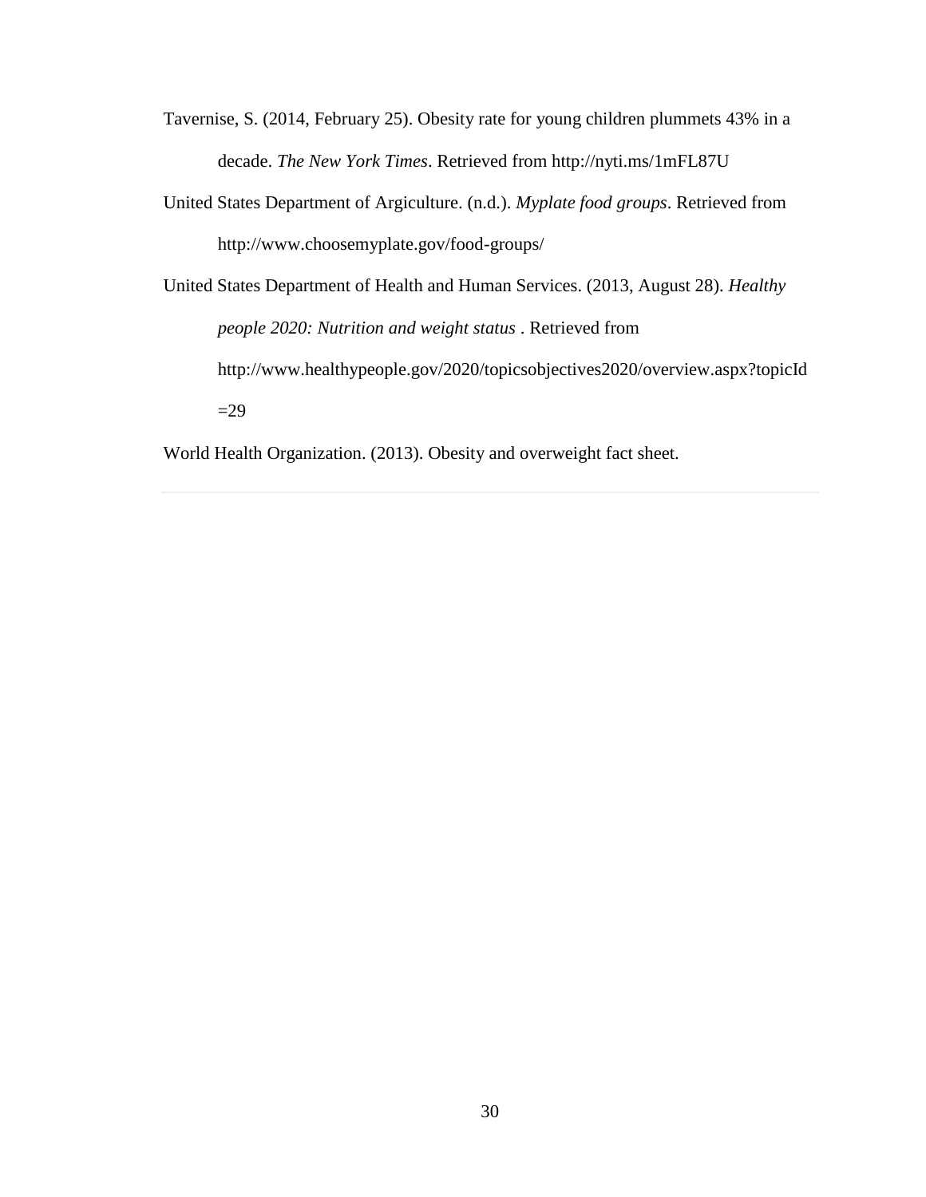Tavernise, S. (2014, February 25). Obesity rate for young children plummets 43% in a decade. *The New York Times*. Retrieved from http://nyti.ms/1mFL87U

United States Department of Argiculture. (n.d.). *Myplate food groups*. Retrieved from http://www.choosemyplate.gov/food-groups/

United States Department of Health and Human Services. (2013, August 28). *Healthy people 2020: Nutrition and weight status* . Retrieved from http://www.healthypeople.gov/2020/topicsobjectives2020/overview.aspx?topicId=29

World Health Organization. (2013). Obesity and overweight fact sheet.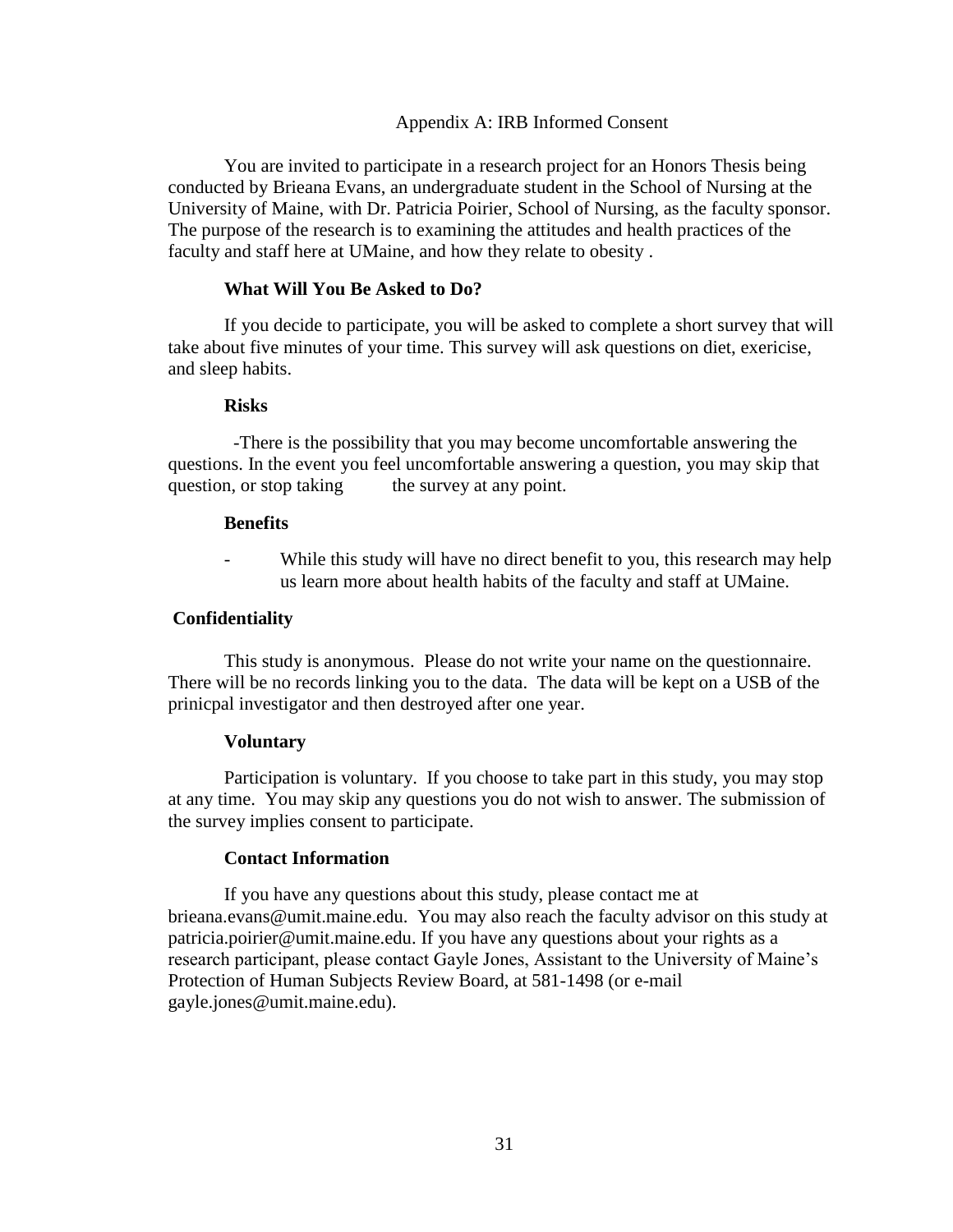# Appendix A: IRB Informed Consent

You are invited to participate in a research project for an Honors Thesis being conducted by Brieana Evans, an undergraduate student in the School of Nursing at the University of Maine, with Dr. Patricia Poirier, School of Nursing, as the faculty sponsor. The purpose of the research is to examining the attitudes and health practices of the faculty and staff here at UMaine, and how they relate to obesity .

### What Will You Be Asked to Do?

If you decide to participate, you will be asked to complete a short survey that will take about five minutes of your time. This survey will ask questions on diet, exericise, and sleep habits.

### Risks

-There is the possibility that you may become uncomfortable answering the questions. In the event you feel uncomfortable answering a question, you may skip that question, or stop taking the survey at any point.

### Benefits

- While this study will have no direct benefit to you, this research may help us learn more about health habits of the faculty and staff at UMaine.

### Confidentiality

This study is anonymous. Please do not write your name on the questionnaire. There will be no records linking you to the data. The data will be kept on a USB of the prinicpal investigator and then destroyed after one year.

### Voluntary

Participation is voluntary. If you choose to take part in this study, you may stop at any time. You may skip any questions you do not wish to answer. The submission of the survey implies consent to participate.

### Contact Information

If you have any questions about this study, please contact me at brieana.evans@umit.maine.edu. You may also reach the faculty advisor on this study at patricia.poirier@umit.maine.edu. If you have any questions about your rights as a research participant, please contact Gayle Jones, Assistant to the University of Maine's Protection of Human Subjects Review Board, at 581-1498 (or e-mail gayle.jones@umit.maine.edu).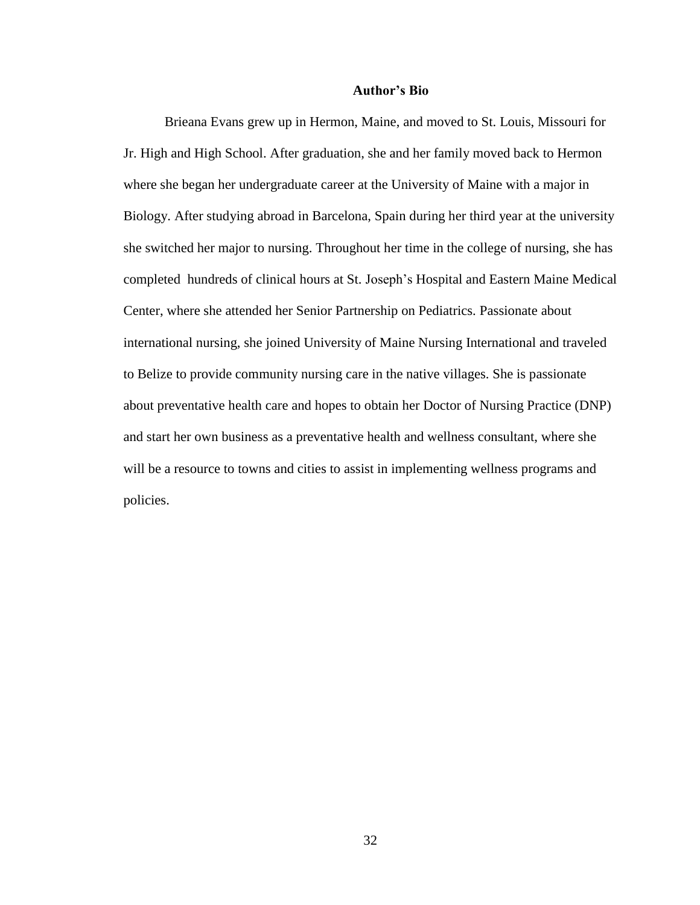# Author's Bio

Brieana Evans grew up in Hermon, Maine, and moved to St. Louis, Missouri for Jr. High and High School. After graduation, she and her family moved back to Hermon where she began her undergraduate career at the University of Maine with a major in Biology. After studying abroad in Barcelona, Spain during her third year at the university she switched her major to nursing. Throughout her time in the college of nursing, she has completed hundreds of clinical hours at St. Joseph's Hospital and Eastern Maine Medical Center, where she attended her Senior Partnership on Pediatrics. Passionate about international nursing, she joined University of Maine Nursing International and traveled to Belize to provide community nursing care in the native villages. She is passionate about preventative health care and hopes to obtain her Doctor of Nursing Practice (DNP) and start her own business as a preventative health and wellness consultant, where she will be a resource to towns and cities to assist in implementing wellness programs and policies.